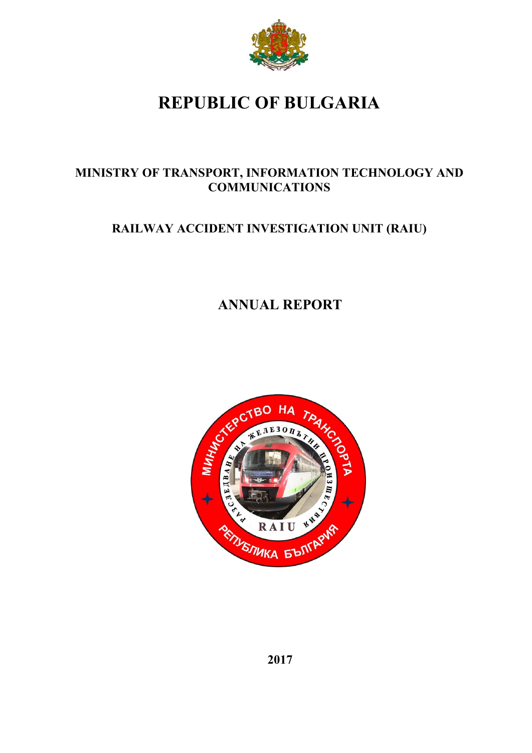# REPUBLIC OF BULGARIA

## MINISTRY OF TRANSPORT, INFORMATION TECHNOLOGY AND COMMUNICATIONS

## RAILWAY ACCIDENT INVESTIGATION UNIT (RAIU)

# ANNUAL REPORT

**2017**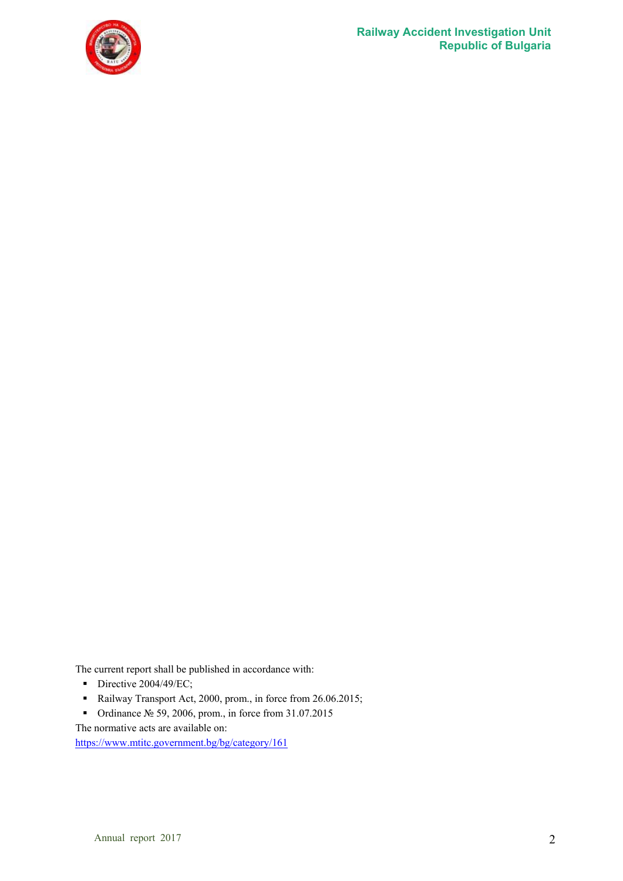The current report shall be published in accordance with:

- Directive 2004/49/EC;
- Railway Transport Act, 2000, prom., in force from 26.06.2015;
- Ordinance № 59, 2006, prom., in force from 31.07.2015

The normative acts are available on:

https://www.mtitc.government.bg/bg/category/161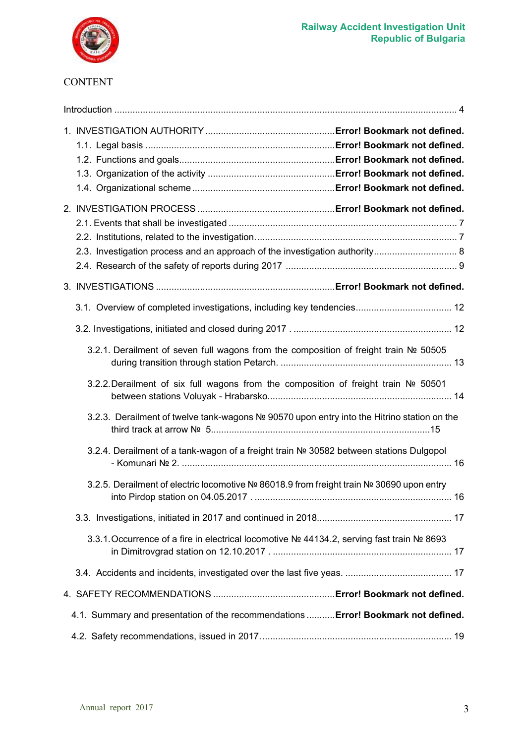CONTENT

Introduction ........................................................................................................................ 4

1. INVESTIGATION AUTHORITY ................................................ **Error! Bookmark not defined.**
   1.1. Legal basis ........................................................................ **Error! Bookmark not defined.**
   1.2. Functions and goals........................................................... **Error! Bookmark not defined.**
   1.3. Organization of the activity ................................................ **Error! Bookmark not defined.**
   1.4. Organizational scheme ...................................................... **Error! Bookmark not defined.**

2. INVESTIGATION PROCESS ................................................... **Error! Bookmark not defined.**
   2.1. Events that shall be investigated ........................................................................... 7
   2.2. Institutions, related to the investigation.................................................................. 7
   2.3. Investigation process and an approach of the investigation authority.................... 8
   2.4. Research of the safety of reports during 2017 ....................................................... 9

3. INVESTIGATIONS ................................................................... **Error! Bookmark not defined.**

   3.1. Overview of completed investigations, including key tendencies.......................... 12

   3.2. Investigations, initiated and closed during 2017 . .................................................. 12

      3.2.1. Derailment of seven full wagons from the composition of freight train № 50505 during transition through station Petarch. .................................................................. 13

      3.2.2. Derailment of six full wagons from the composition of freight train № 50501 between stations Voluyak - Hrabarsko....................................................................... 14

      3.2.3. Derailment of twelve tank-wagons № 90570 upon entry into the Hitrino station on the third track at arrow № 5....................................................................................15

      3.2.4. Derailment of a tank-wagon of a freight train № 30582 between stations Dulgopol - Komunari № 2. ........................................................................................... 16

      3.2.5. Derailment of electric locomotive № 86018.9 from freight train № 30690 upon entry into Pirdop station on 04.05.2017 . ............................................................................ 16

   3.3. Investigations, initiated in 2017 and continued in 2018.................................................... 17

      3.3.1. Occurrence of a fire in electrical locomotive № 44134.2, serving fast train № 8693 in Dimitrovgrad station on 12.10.2017 . ..................................................................... 17

   3.4. Accidents and incidents, investigated over the last five yeas. ......................................... 17

4. SAFETY RECOMMENDATIONS .............................................. **Error! Bookmark not defined.**

   4.1. Summary and presentation of the recommendations ........... **Error! Bookmark not defined.**

   4.2. Safety recommendations, issued in 2017......................................................................... 19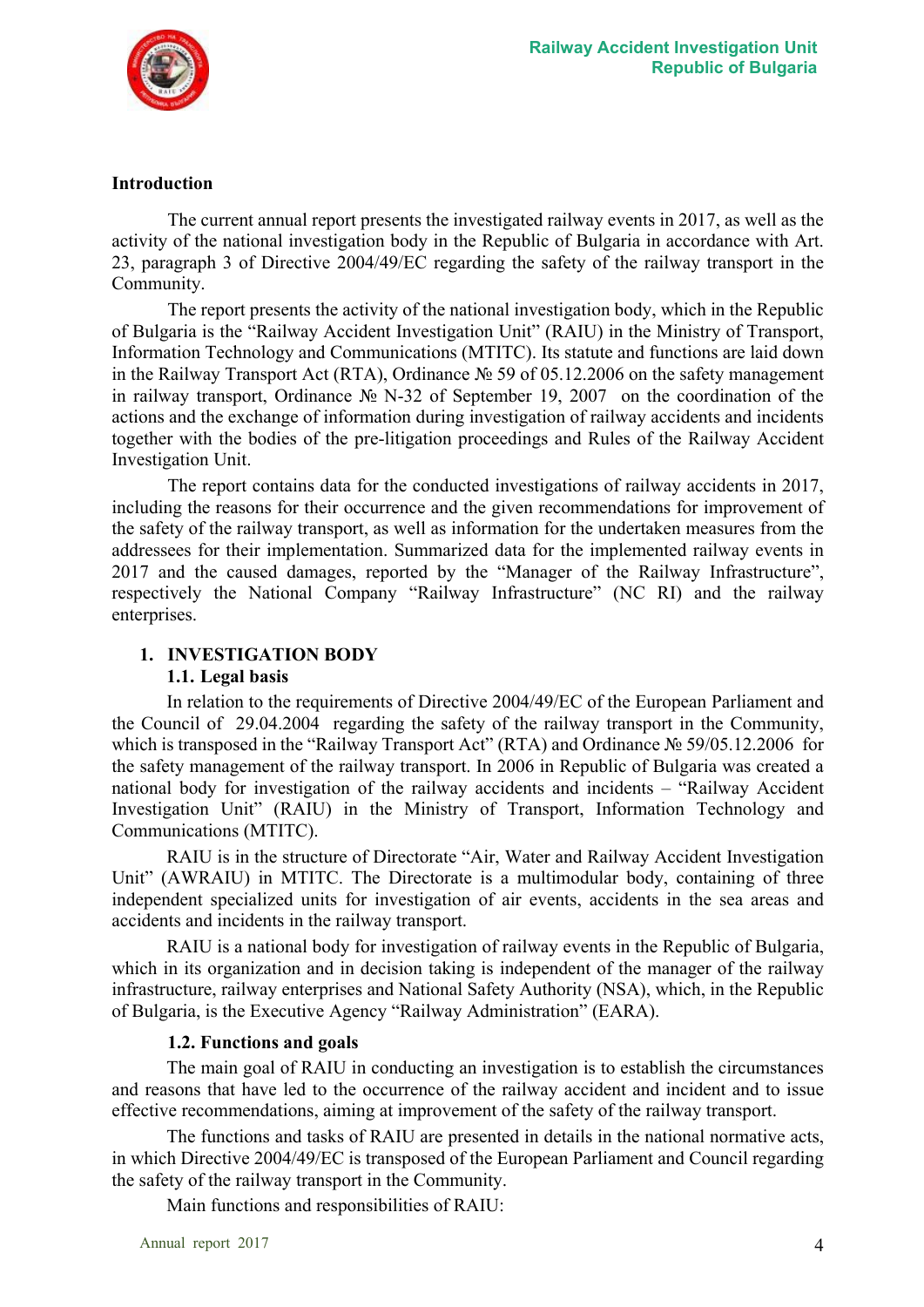**Introduction**

The current annual report presents the investigated railway events in 2017, as well as the activity of the national investigation body in the Republic of Bulgaria in accordance with Art. 23, paragraph 3 of Directive 2004/49/EC regarding the safety of the railway transport in the Community.

The report presents the activity of the national investigation body, which in the Republic of Bulgaria is the "Railway Accident Investigation Unit" (RAIU) in the Ministry of Transport, Information Technology and Communications (MTITC). Its statute and functions are laid down in the Railway Transport Act (RTA), Ordinance № 59 of 05.12.2006 on the safety management in railway transport, Ordinance № N-32 of September 19, 2007 on the coordination of the actions and the exchange of information during investigation of railway accidents and incidents together with the bodies of the pre-litigation proceedings and Rules of the Railway Accident Investigation Unit.

The report contains data for the conducted investigations of railway accidents in 2017, including the reasons for their occurrence and the given recommendations for improvement of the safety of the railway transport, as well as information for the undertaken measures from the addressees for their implementation. Summarized data for the implemented railway events in 2017 and the caused damages, reported by the "Manager of the Railway Infrastructure", respectively the National Company "Railway Infrastructure" (NC RI) and the railway enterprises.

## 1. INVESTIGATION BODY

### 1.1. Legal basis

In relation to the requirements of Directive 2004/49/EC of the European Parliament and the Council of 29.04.2004 regarding the safety of the railway transport in the Community, which is transposed in the "Railway Transport Act" (RTA) and Ordinance № 59/05.12.2006 for the safety management of the railway transport. In 2006 in Republic of Bulgaria was created a national body for investigation of the railway accidents and incidents – "Railway Accident Investigation Unit" (RAIU) in the Ministry of Transport, Information Technology and Communications (MTITC).

RAIU is in the structure of Directorate "Air, Water and Railway Accident Investigation Unit" (AWRAIU) in MTITC. The Directorate is a multimodular body, containing of three independent specialized units for investigation of air events, accidents in the sea areas and accidents and incidents in the railway transport.

RAIU is a national body for investigation of railway events in the Republic of Bulgaria, which in its organization and in decision taking is independent of the manager of the railway infrastructure, railway enterprises and National Safety Authority (NSA), which, in the Republic of Bulgaria, is the Executive Agency "Railway Administration" (EARA).

### 1.2. Functions and goals

The main goal of RAIU in conducting an investigation is to establish the circumstances and reasons that have led to the occurrence of the railway accident and incident and to issue effective recommendations, aiming at improvement of the safety of the railway transport.

The functions and tasks of RAIU are presented in details in the national normative acts, in which Directive 2004/49/EC is transposed of the European Parliament and Council regarding the safety of the railway transport in the Community.

Main functions and responsibilities of RAIU: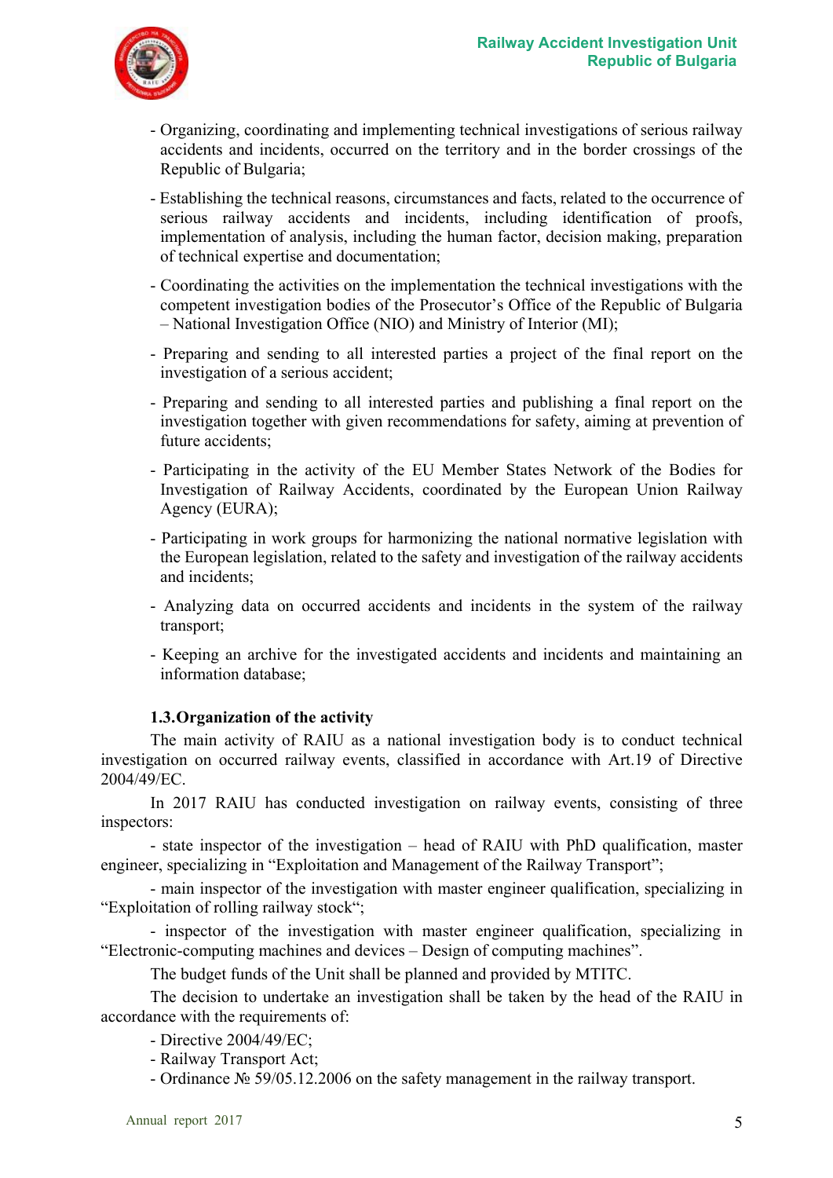- Organizing, coordinating and implementing technical investigations of serious railway accidents and incidents, occurred on the territory and in the border crossings of the Republic of Bulgaria;

- Establishing the technical reasons, circumstances and facts, related to the occurrence of serious railway accidents and incidents, including identification of proofs, implementation of analysis, including the human factor, decision making, preparation of technical expertise and documentation;

- Coordinating the activities on the implementation the technical investigations with the competent investigation bodies of the Prosecutor's Office of the Republic of Bulgaria – National Investigation Office (NIO) and Ministry of Interior (MI);

- Preparing and sending to all interested parties a project of the final report on the investigation of a serious accident;

- Preparing and sending to all interested parties and publishing a final report on the investigation together with given recommendations for safety, aiming at prevention of future accidents;

- Participating in the activity of the EU Member States Network of the Bodies for Investigation of Railway Accidents, coordinated by the European Union Railway Agency (EURA);

- Participating in work groups for harmonizing the national normative legislation with the European legislation, related to the safety and investigation of the railway accidents and incidents;

- Analyzing data on occurred accidents and incidents in the system of the railway transport;

- Keeping an archive for the investigated accidents and incidents and maintaining an information database;

### 1.3. Organization of the activity

The main activity of RAIU as a national investigation body is to conduct technical investigation on occurred railway events, classified in accordance with Art.19 of Directive 2004/49/EC.

In 2017 RAIU has conducted investigation on railway events, consisting of three inspectors:

- state inspector of the investigation – head of RAIU with PhD qualification, master engineer, specializing in "Exploitation and Management of the Railway Transport";

- main inspector of the investigation with master engineer qualification, specializing in "Exploitation of rolling railway stock";

- inspector of the investigation with master engineer qualification, specializing in "Electronic-computing machines and devices – Design of computing machines".

The budget funds of the Unit shall be planned and provided by MTITC.

The decision to undertake an investigation shall be taken by the head of the RAIU in accordance with the requirements of:

- Directive 2004/49/EC;
- Railway Transport Act;
- Ordinance № 59/05.12.2006 on the safety management in the railway transport.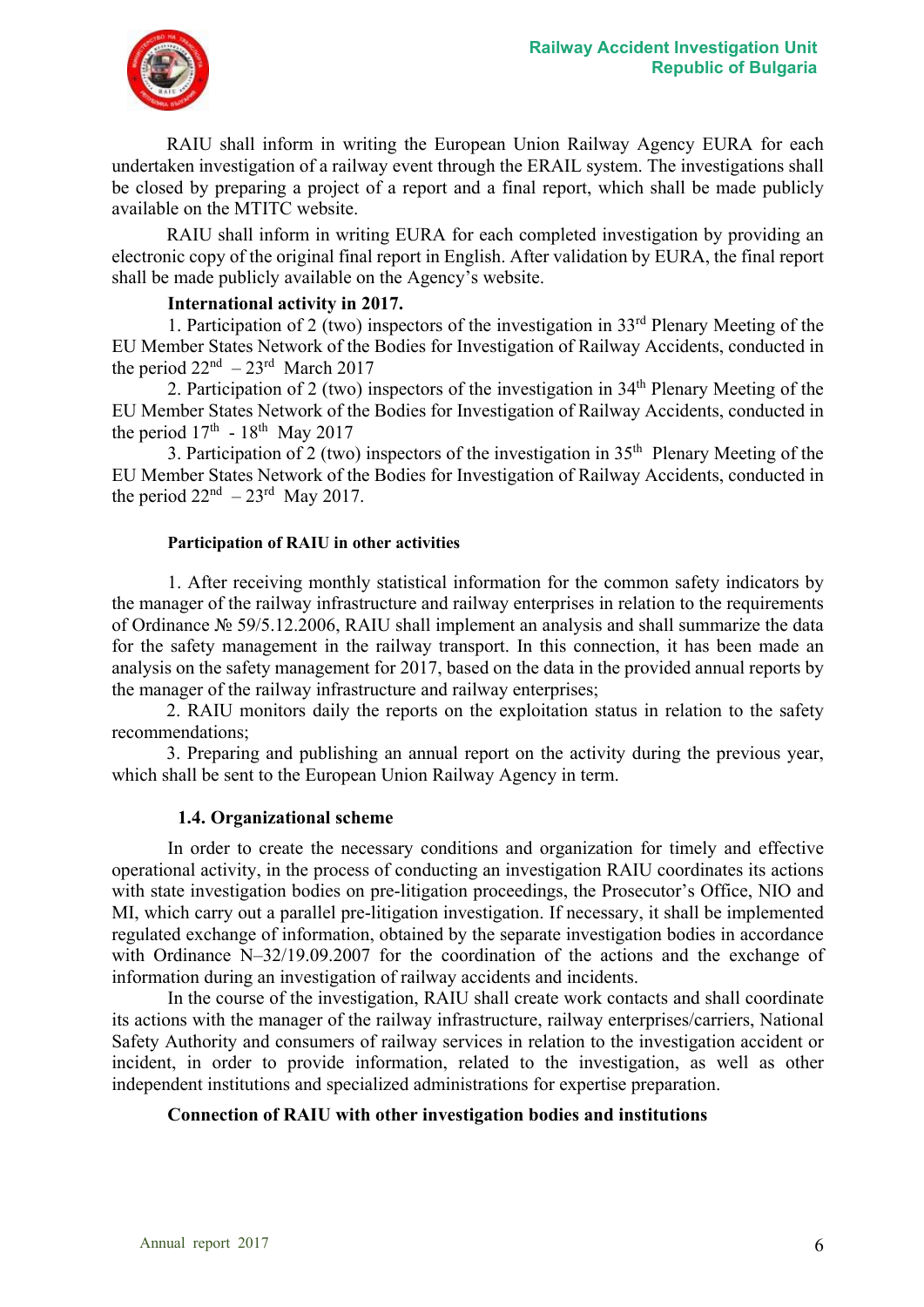RAIU shall inform in writing the European Union Railway Agency EURA for each undertaken investigation of a railway event through the ERAIL system. The investigations shall be closed by preparing a project of a report and a final report, which shall be made publicly available on the MTITC website.

RAIU shall inform in writing EURA for each completed investigation by providing an electronic copy of the original final report in English. After validation by EURA, the final report shall be made publicly available on the Agency's website.

**International activity in 2017.**

1. Participation of 2 (two) inspectors of the investigation in 33rd Plenary Meeting of the EU Member States Network of the Bodies for Investigation of Railway Accidents, conducted in the period 22nd – 23rd March 2017
2. Participation of 2 (two) inspectors of the investigation in 34th Plenary Meeting of the EU Member States Network of the Bodies for Investigation of Railway Accidents, conducted in the period 17th - 18th May 2017
3. Participation of 2 (two) inspectors of the investigation in 35th Plenary Meeting of the EU Member States Network of the Bodies for Investigation of Railway Accidents, conducted in the period 22nd – 23rd May 2017.

**Participation of RAIU in other activities**

1. After receiving monthly statistical information for the common safety indicators by the manager of the railway infrastructure and railway enterprises in relation to the requirements of Ordinance № 59/5.12.2006, RAIU shall implement an analysis and shall summarize the data for the safety management in the railway transport. In this connection, it has been made an analysis on the safety management for 2017, based on the data in the provided annual reports by the manager of the railway infrastructure and railway enterprises;
2. RAIU monitors daily the reports on the exploitation status in relation to the safety recommendations;
3. Preparing and publishing an annual report on the activity during the previous year, which shall be sent to the European Union Railway Agency in term.

### 1.4. Organizational scheme

In order to create the necessary conditions and organization for timely and effective operational activity, in the process of conducting an investigation RAIU coordinates its actions with state investigation bodies on pre-litigation proceedings, the Prosecutor's Office, NIO and MI, which carry out a parallel pre-litigation investigation. If necessary, it shall be implemented regulated exchange of information, obtained by the separate investigation bodies in accordance with Ordinance N–32/19.09.2007 for the coordination of the actions and the exchange of information during an investigation of railway accidents and incidents.

In the course of the investigation, RAIU shall create work contacts and shall coordinate its actions with the manager of the railway infrastructure, railway enterprises/carriers, National Safety Authority and consumers of railway services in relation to the investigation accident or incident, in order to provide information, related to the investigation, as well as other independent institutions and specialized administrations for expertise preparation.

**Connection of RAIU with other investigation bodies and institutions**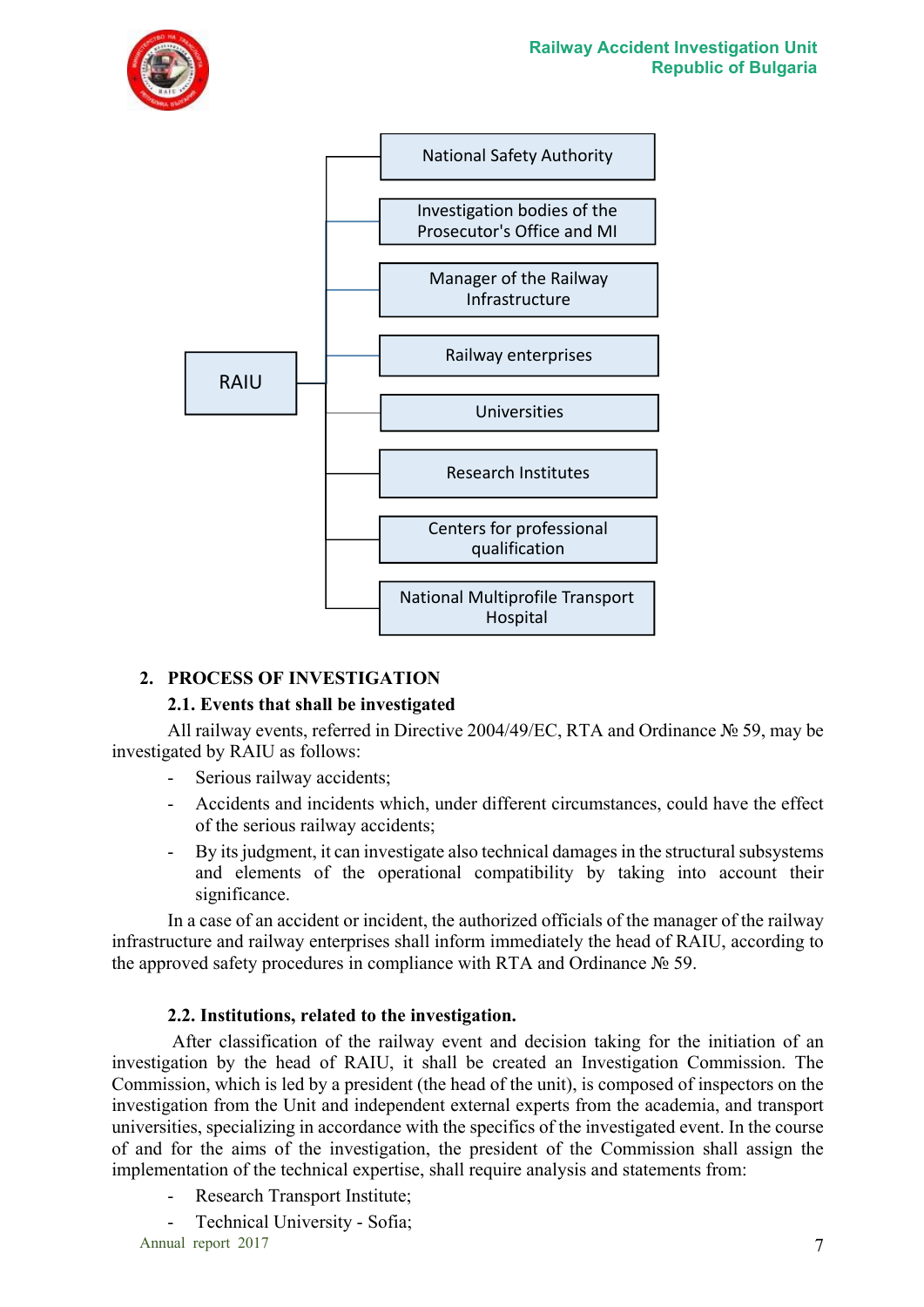RAIU

- National Safety Authority
- Investigation bodies of the Prosecutor's Office and MI
- Manager of the Railway Infrastructure
- Railway enterprises
- Universities
- Research Institutes
- Centers for professional qualification
- National Multiprofile Transport Hospital

## 2. PROCESS OF INVESTIGATION

### 2.1. Events that shall be investigated

All railway events, referred in Directive 2004/49/EC, RTA and Ordinance № 59, may be investigated by RAIU as follows:

- Serious railway accidents;
- Accidents and incidents which, under different circumstances, could have the effect of the serious railway accidents;
- By its judgment, it can investigate also technical damages in the structural subsystems and elements of the operational compatibility by taking into account their significance.

In a case of an accident or incident, the authorized officials of the manager of the railway infrastructure and railway enterprises shall inform immediately the head of RAIU, according to the approved safety procedures in compliance with RTA and Ordinance № 59.

### 2.2. Institutions, related to the investigation.

After classification of the railway event and decision taking for the initiation of an investigation by the head of RAIU, it shall be created an Investigation Commission. The Commission, which is led by a president (the head of the unit), is composed of inspectors on the investigation from the Unit and independent external experts from the academia, and transport universities, specializing in accordance with the specifics of the investigated event. In the course of and for the aims of the investigation, the president of the Commission shall assign the implementation of the technical expertise, shall require analysis and statements from:

- Research Transport Institute;
- Technical University - Sofia;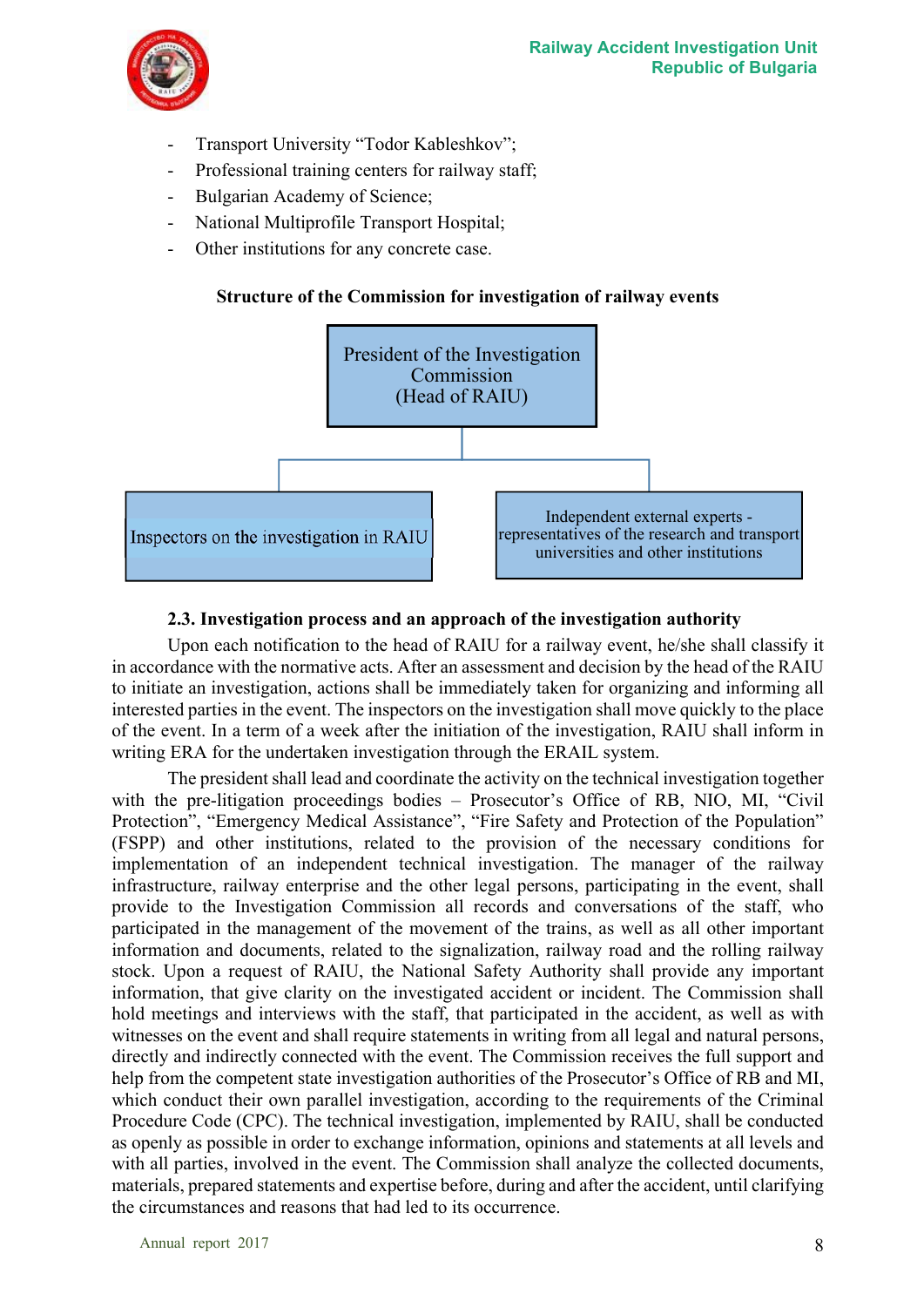- Transport University "Todor Kableshkov";
- Professional training centers for railway staff;
- Bulgarian Academy of Science;
- National Multiprofile Transport Hospital;
- Other institutions for any concrete case.

**Structure of the Commission for investigation of railway events**

President of the Investigation Commission (Head of RAIU)

Inspectors on the investigation in RAIU

Independent external experts - representatives of the research and transport universities and other institutions

### 2.3. Investigation process and an approach of the investigation authority

Upon each notification to the head of RAIU for a railway event, he/she shall classify it in accordance with the normative acts. After an assessment and decision by the head of the RAIU to initiate an investigation, actions shall be immediately taken for organizing and informing all interested parties in the event. The inspectors on the investigation shall move quickly to the place of the event. In a term of a week after the initiation of the investigation, RAIU shall inform in writing ERA for the undertaken investigation through the ERAIL system.

The president shall lead and coordinate the activity on the technical investigation together with the pre-litigation proceedings bodies – Prosecutor's Office of RB, NIO, MI, "Civil Protection", "Emergency Medical Assistance", "Fire Safety and Protection of the Population" (FSPP) and other institutions, related to the provision of the necessary conditions for implementation of an independent technical investigation. The manager of the railway infrastructure, railway enterprise and the other legal persons, participating in the event, shall provide to the Investigation Commission all records and conversations of the staff, who participated in the management of the movement of the trains, as well as all other important information and documents, related to the signalization, railway road and the rolling railway stock. Upon a request of RAIU, the National Safety Authority shall provide any important information, that give clarity on the investigated accident or incident. The Commission shall hold meetings and interviews with the staff, that participated in the accident, as well as with witnesses on the event and shall require statements in writing from all legal and natural persons, directly and indirectly connected with the event. The Commission receives the full support and help from the competent state investigation authorities of the Prosecutor's Office of RB and MI, which conduct their own parallel investigation, according to the requirements of the Criminal Procedure Code (CPC). The technical investigation, implemented by RAIU, shall be conducted as openly as possible in order to exchange information, opinions and statements at all levels and with all parties, involved in the event. The Commission shall analyze the collected documents, materials, prepared statements and expertise before, during and after the accident, until clarifying the circumstances and reasons that had led to its occurrence.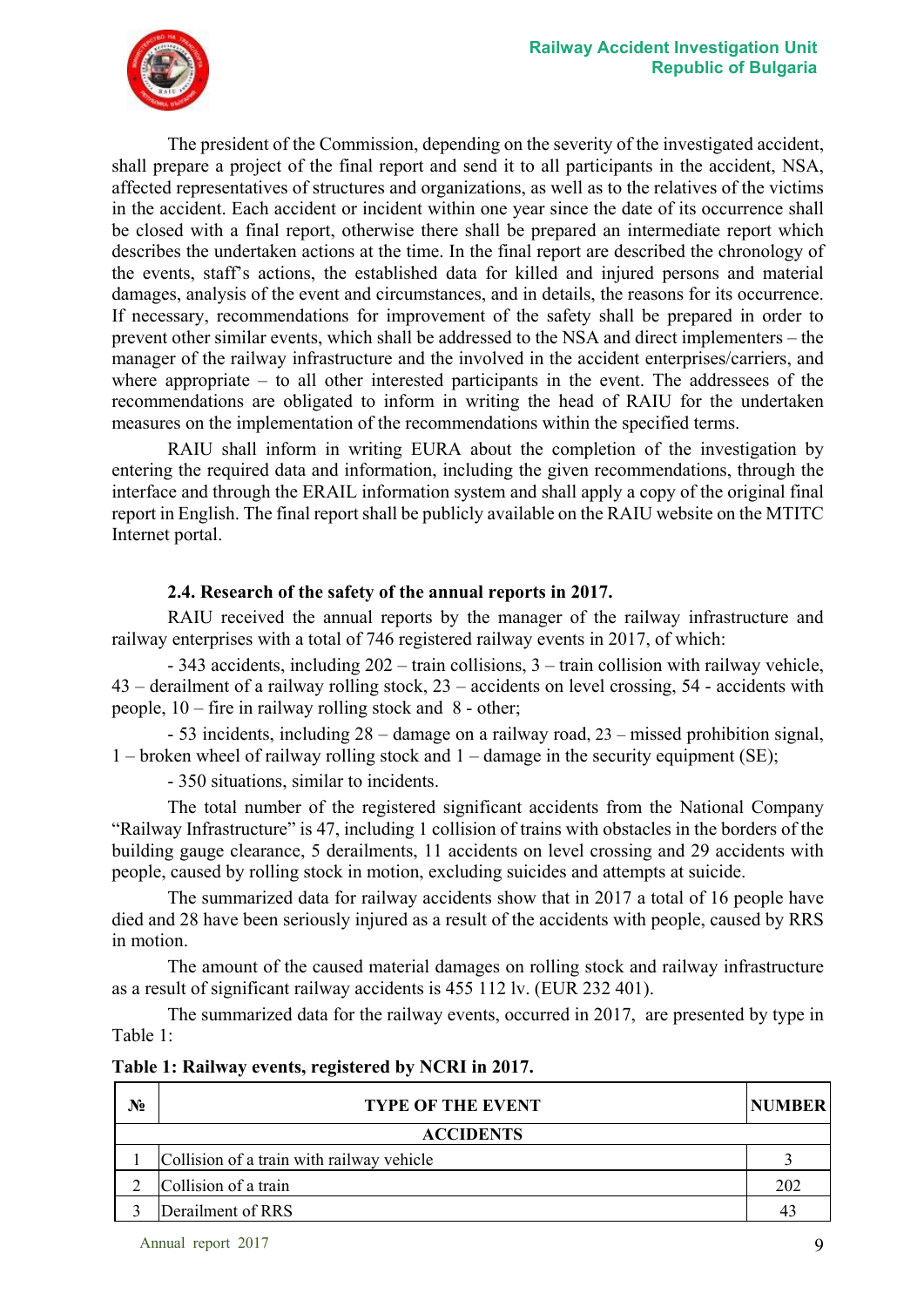The president of the Commission, depending on the severity of the investigated accident, shall prepare a project of the final report and send it to all participants in the accident, NSA, affected representatives of structures and organizations, as well as to the relatives of the victims in the accident. Each accident or incident within one year since the date of its occurrence shall be closed with a final report, otherwise there shall be prepared an intermediate report which describes the undertaken actions at the time. In the final report are described the chronology of the events, staff's actions, the established data for killed and injured persons and material damages, analysis of the event and circumstances, and in details, the reasons for its occurrence. If necessary, recommendations for improvement of the safety shall be prepared in order to prevent other similar events, which shall be addressed to the NSA and direct implementers – the manager of the railway infrastructure and the involved in the accident enterprises/carriers, and where appropriate – to all other interested participants in the event. The addressees of the recommendations are obligated to inform in writing the head of RAIU for the undertaken measures on the implementation of the recommendations within the specified terms.

RAIU shall inform in writing EURA about the completion of the investigation by entering the required data and information, including the given recommendations, through the interface and through the ERAIL information system and shall apply a copy of the original final report in English. The final report shall be publicly available on the RAIU website on the MTITC Internet portal.

### 2.4. Research of the safety of the annual reports in 2017.

RAIU received the annual reports by the manager of the railway infrastructure and railway enterprises with a total of 746 registered railway events in 2017, of which:

- 343 accidents, including 202 – train collisions, 3 – train collision with railway vehicle, 43 – derailment of a railway rolling stock, 23 – accidents on level crossing, 54 - accidents with people, 10 – fire in railway rolling stock and 8 - other;
- 53 incidents, including 28 – damage on a railway road, 23 – missed prohibition signal, 1 – broken wheel of railway rolling stock and 1 – damage in the security equipment (SE);
- 350 situations, similar to incidents.

The total number of the registered significant accidents from the National Company "Railway Infrastructure" is 47, including 1 collision of trains with obstacles in the borders of the building gauge clearance, 5 derailments, 11 accidents on level crossing and 29 accidents with people, caused by rolling stock in motion, excluding suicides and attempts at suicide.

The summarized data for railway accidents show that in 2017 a total of 16 people have died and 28 have been seriously injured as a result of the accidents with people, caused by RRS in motion.

The amount of the caused material damages on rolling stock and railway infrastructure as a result of significant railway accidents is 455 112 lv. (EUR 232 401).

The summarized data for the railway events, occurred in 2017, are presented by type in Table 1:

**Table 1: Railway events, registered by NCRI in 2017.**

| № | TYPE OF THE EVENT | NUMBER |
|---|---|---|
| | **ACCIDENTS** | |
| 1 | Collision of a train with railway vehicle | 3 |
| 2 | Collision of a train | 202 |
| 3 | Derailment of RRS | 43 |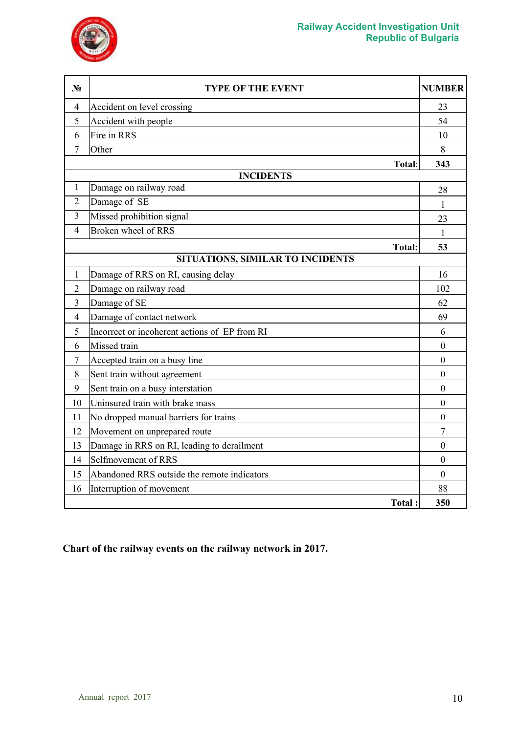| № | TYPE OF THE EVENT | NUMBER |
|---|---|---|
| 4 | Accident on level crossing | 23 |
| 5 | Accident with people | 54 |
| 6 | Fire in RRS | 10 |
| 7 | Other | 8 |
| | **Total:** | **343** |
| | **INCIDENTS** | |
| 1 | Damage on railway road | 28 |
| 2 | Damage of SE | 1 |
| 3 | Missed prohibition signal | 23 |
| 4 | Broken wheel of RRS | 1 |
| | **Total:** | **53** |
| | **SITUATIONS, SIMILAR TO INCIDENTS** | |
| 1 | Damage of RRS on RI, causing delay | 16 |
| 2 | Damage on railway road | 102 |
| 3 | Damage of SE | 62 |
| 4 | Damage of contact network | 69 |
| 5 | Incorrect or incoherent actions of EP from RI | 6 |
| 6 | Missed train | 0 |
| 7 | Accepted train on a busy line | 0 |
| 8 | Sent train without agreement | 0 |
| 9 | Sent train on a busy interstation | 0 |
| 10 | Uninsured train with brake mass | 0 |
| 11 | No dropped manual barriers for trains | 0 |
| 12 | Movement on unprepared route | 7 |
| 13 | Damage in RRS on RI, leading to derailment | 0 |
| 14 | Selfmovement of RRS | 0 |
| 15 | Abandoned RRS outside the remote indicators | 0 |
| 16 | Interruption of movement | 88 |
| | **Total :** | **350** |

**Chart of the railway events on the railway network in 2017.**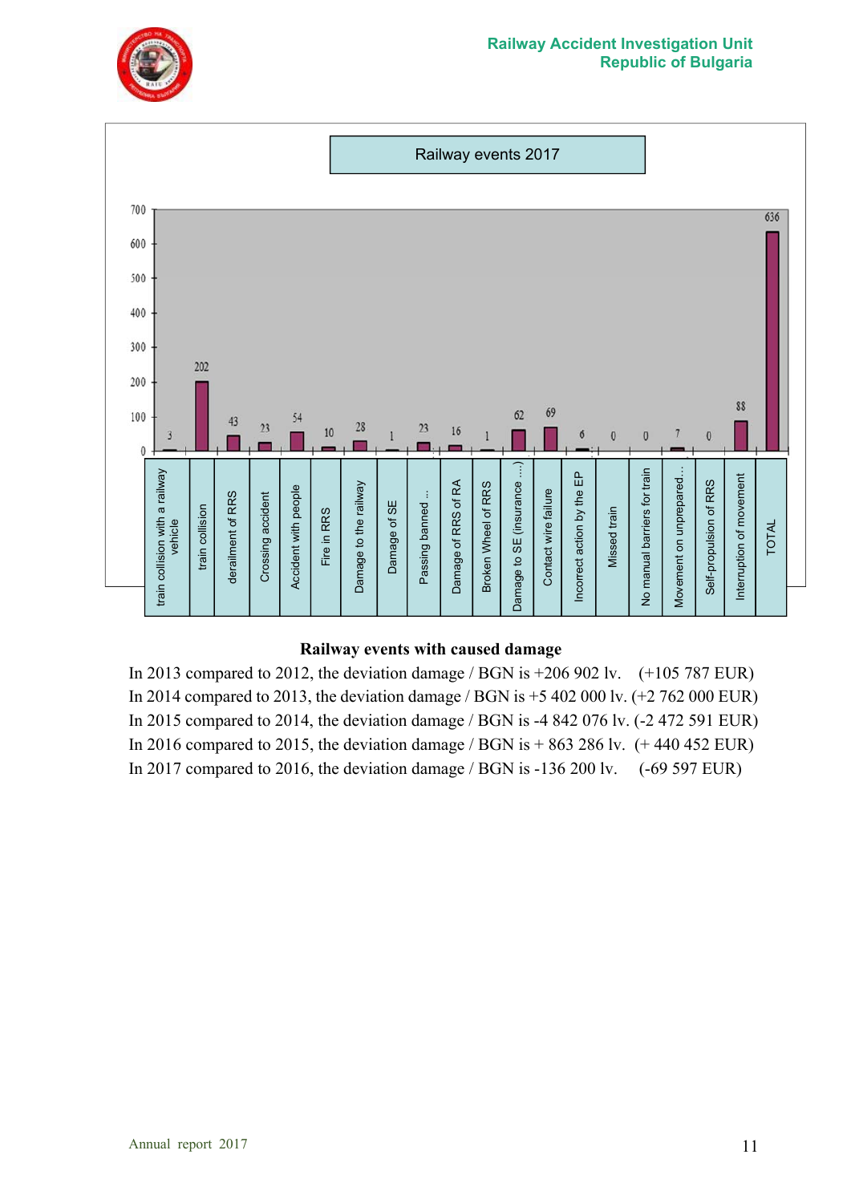Railway events 2017

| Event | Number |
|---|---|
| train collision with a railway vehicle | 3 |
| train collision | 202 |
| derailment of RRS | 43 |
| Crossing accident | 23 |
| Accident with people | 54 |
| Fire in RRS | 10 |
| Damage to the railway | 28 |
| Damage of SE | 1 |
| Passing banned ... | 23 |
| Damage of RRS of RA | 16 |
| Broken Wheel of RRS | 1 |
| Damage to SE (insurance ....) | 62 |
| Contact wire failure | 69 |
| Incorrect action by the EP | 6 |
| Missed train | 0 |
| No manual barriers for train | 0 |
| Movement on unprepared... | 7 |
| Self-propulsion of RRS | 0 |
| Interruption of movement | 88 |
| TOTAL | 636 |

**Railway events with caused damage**

In 2013 compared to 2012, the deviation damage / BGN is +206 902 lv. (+105 787 EUR)
In 2014 compared to 2013, the deviation damage / BGN is +5 402 000 lv. (+2 762 000 EUR)
In 2015 compared to 2014, the deviation damage / BGN is -4 842 076 lv. (-2 472 591 EUR)
In 2016 compared to 2015, the deviation damage / BGN is + 863 286 lv. (+ 440 452 EUR)
In 2017 compared to 2016, the deviation damage / BGN is -136 200 lv. (-69 597 EUR)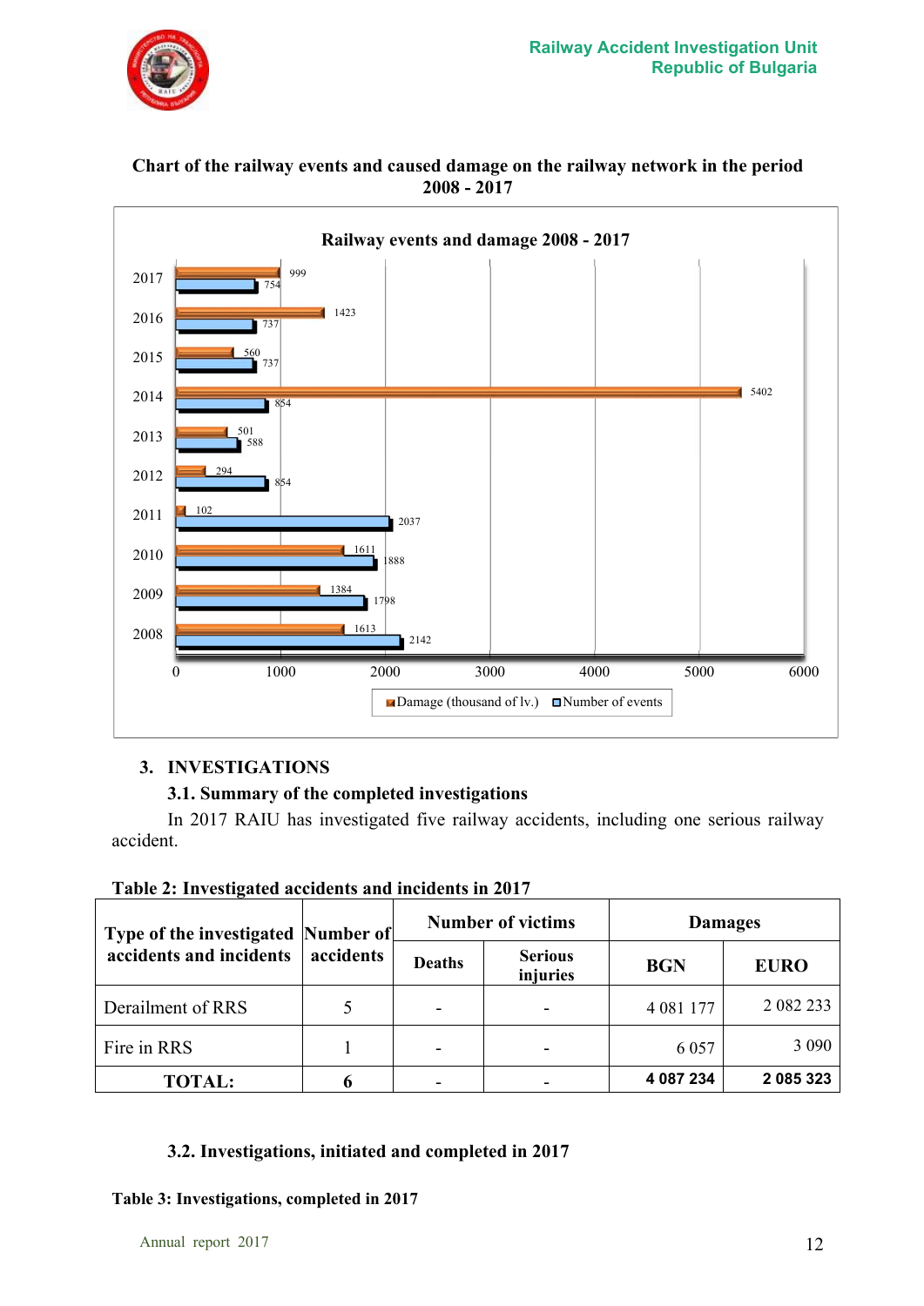### Chart of the railway events and caused damage on the railway network in the period 2008 - 2017

**Railway events and damage 2008 - 2017**

| Year | Damage (thousand of lv.) | Number of events |
|---|---|---|
| 2017 | 999 | 754 |
| 2016 | 1423 | 737 |
| 2015 | 560 | 737 |
| 2014 | 5402 | 854 |
| 2013 | 501 | 588 |
| 2012 | 294 | 854 |
| 2011 | 102 | 2037 |
| 2010 | 1611 | 1888 |
| 2009 | 1384 | 1798 |
| 2008 | 1613 | 2142 |

## 3. INVESTIGATIONS

### 3.1. Summary of the completed investigations

In 2017 RAIU has investigated five railway accidents, including one serious railway accident.

**Table 2: Investigated accidents and incidents in 2017**

| Type of the investigated accidents and incidents | Number of accidents | Number of victims | | Damages | |
|---|---|---|---|---|---|
| | | Deaths | Serious injuries | BGN | EURO |
| Derailment of RRS | 5 | - | - | 4 081 177 | 2 082 233 |
| Fire in RRS | 1 | - | - | 6 057 | 3 090 |
| **TOTAL:** | **6** | - | - | **4 087 234** | **2 085 323** |

### 3.2. Investigations, initiated and completed in 2017

**Table 3: Investigations, completed in 2017**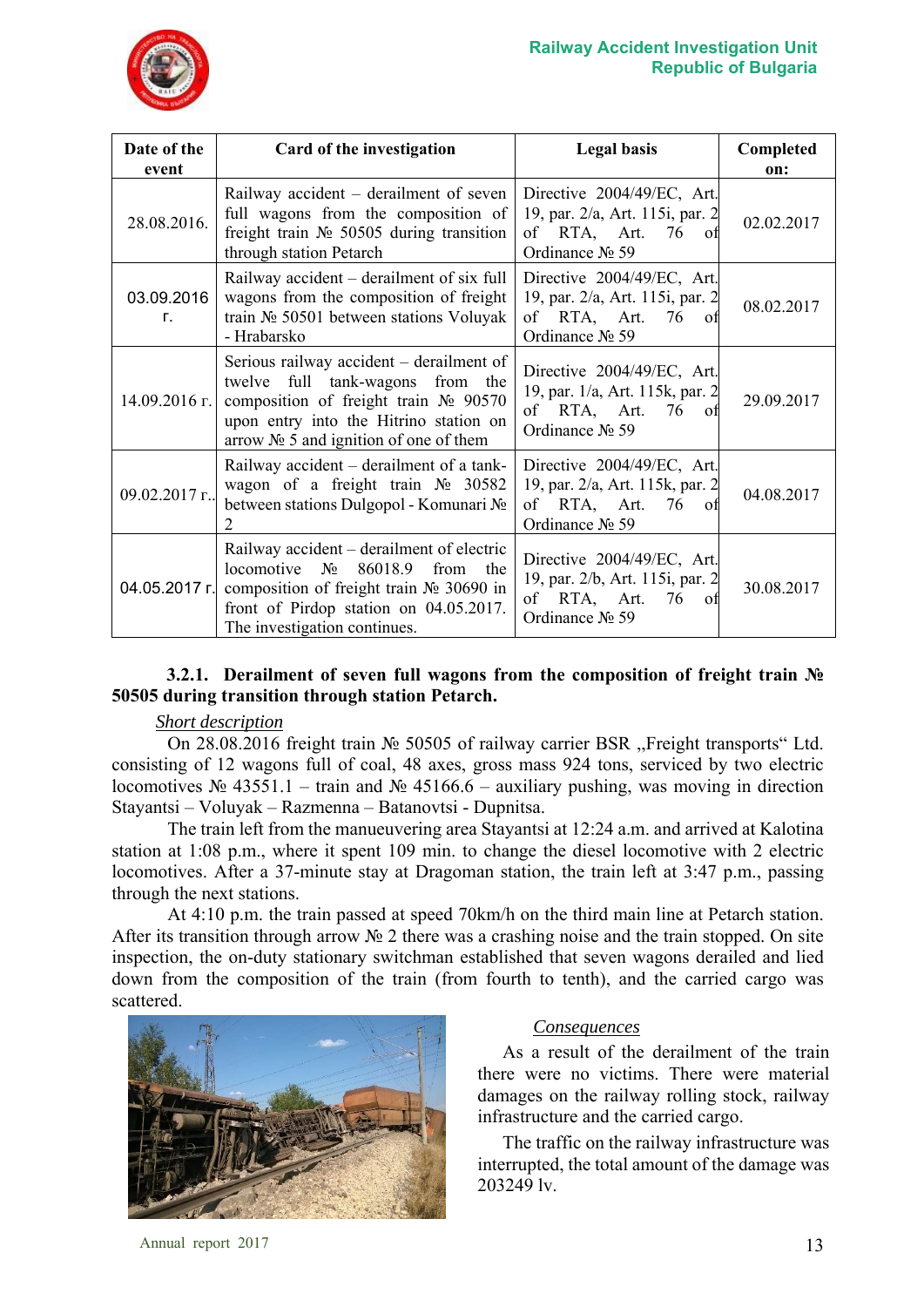| Date of the event | Card of the investigation | Legal basis | Completed on: |
|---|---|---|---|
| 28.08.2016. | Railway accident – derailment of seven full wagons from the composition of freight train № 50505 during transition through station Petarch | Directive 2004/49/EC, Art. 19, par. 2/a, Art. 115i, par. 2 of RTA, Art. 76 of Ordinance № 59 | 02.02.2017 |
| 03.09.2016 г. | Railway accident – derailment of six full wagons from the composition of freight train № 50501 between stations Voluyak - Hrabarsko | Directive 2004/49/EC, Art. 19, par. 2/a, Art. 115i, par. 2 of RTA, Art. 76 of Ordinance № 59 | 08.02.2017 |
| 14.09.2016 г. | Serious railway accident – derailment of twelve full tank-wagons from the composition of freight train № 90570 upon entry into the Hitrino station on arrow № 5 and ignition of one of them | Directive 2004/49/EC, Art. 19, par. 1/a, Art. 115k, par. 2 of RTA, Art. 76 of Ordinance № 59 | 29.09.2017 |
| 09.02.2017 г.. | Railway accident – derailment of a tank-wagon of a freight train № 30582 between stations Dulgopol - Komunari № 2 | Directive 2004/49/EC, Art. 19, par. 2/a, Art. 115k, par. 2 of RTA, Art. 76 of Ordinance № 59 | 04.08.2017 |
| 04.05.2017 г. | Railway accident – derailment of electric locomotive № 86018.9 from the composition of freight train № 30690 in front of Pirdop station on 04.05.2017. The investigation continues. | Directive 2004/49/EC, Art. 19, par. 2/b, Art. 115i, par. 2 of RTA, Art. 76 of Ordinance № 59 | 30.08.2017 |

### 3.2.1. Derailment of seven full wagons from the composition of freight train № 50505 during transition through station Petarch.

*Short description*

On 28.08.2016 freight train № 50505 of railway carrier BSR „Freight transports" Ltd. consisting of 12 wagons full of coal, 48 axes, gross mass 924 tons, serviced by two electric locomotives № 43551.1 – train and № 45166.6 – auxiliary pushing, was moving in direction Stayantsi – Voluyak – Razmenna – Batanovtsi - Dupnitsa.

The train left from the manueuvering area Stayantsi at 12:24 a.m. and arrived at Kalotina station at 1:08 p.m., where it spent 109 min. to change the diesel locomotive with 2 electric locomotives. After a 37-minute stay at Dragoman station, the train left at 3:47 p.m., passing through the next stations.

At 4:10 p.m. the train passed at speed 70km/h on the third main line at Petarch station. After its transition through arrow № 2 there was a crashing noise and the train stopped. On site inspection, the on-duty stationary switchman established that seven wagons derailed and lied down from the composition of the train (from fourth to tenth), and the carried cargo was scattered.

*Consequences*

As a result of the derailment of the train there were no victims. There were material damages on the railway rolling stock, railway infrastructure and the carried cargo.

The traffic on the railway infrastructure was interrupted, the total amount of the damage was 203249 lv.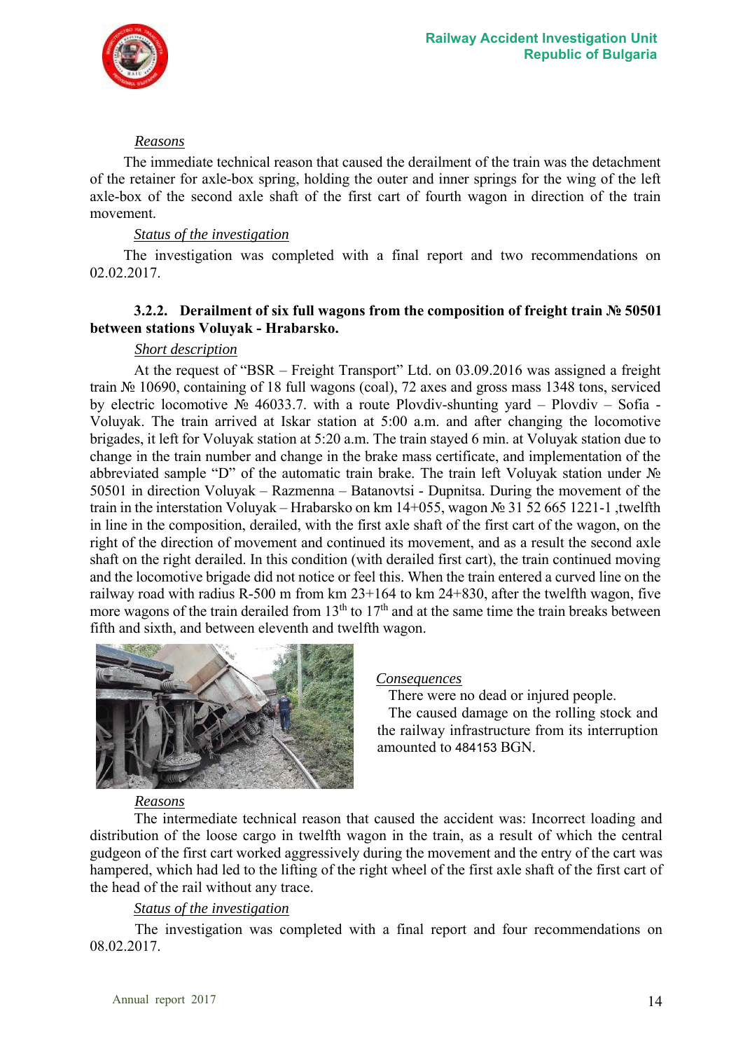*Reasons*

The immediate technical reason that caused the derailment of the train was the detachment of the retainer for axle-box spring, holding the outer and inner springs for the wing of the left axle-box of the second axle shaft of the first cart of fourth wagon in direction of the train movement.

*Status of the investigation*

The investigation was completed with a final report and two recommendations on 02.02.2017.

#### 3.2.2. Derailment of six full wagons from the composition of freight train № 50501 between stations Voluyak - Hrabarsko.

*Short description*

At the request of "BSR – Freight Transport" Ltd. on 03.09.2016 was assigned a freight train № 10690, containing of 18 full wagons (coal), 72 axes and gross mass 1348 tons, serviced by electric locomotive № 46033.7. with a route Plovdiv-shunting yard – Plovdiv – Sofia - Voluyak. The train arrived at Iskar station at 5:00 a.m. and after changing the locomotive brigades, it left for Voluyak station at 5:20 a.m. The train stayed 6 min. at Voluyak station due to change in the train number and change in the brake mass certificate, and implementation of the abbreviated sample "D" of the automatic train brake. The train left Voluyak station under № 50501 in direction Voluyak – Razmenna – Batanovtsi - Dupnitsa. During the movement of the train in the interstation Voluyak – Hrabarsko on km 14+055, wagon № 31 52 665 1221-1 ,twelfth in line in the composition, derailed, with the first axle shaft of the first cart of the wagon, on the right of the direction of movement and continued its movement, and as a result the second axle shaft on the right derailed. In this condition (with derailed first cart), the train continued moving and the locomotive brigade did not notice or feel this. When the train entered a curved line on the railway road with radius R-500 m from km 23+164 to km 24+830, after the twelfth wagon, five more wagons of the train derailed from 13[th] to 17[th] and at the same time the train breaks between fifth and sixth, and between eleventh and twelfth wagon.

*Consequences*

There were no dead or injured people.

The caused damage on the rolling stock and the railway infrastructure from its interruption amounted to 484153 BGN.

*Reasons*

The intermediate technical reason that caused the accident was: Incorrect loading and distribution of the loose cargo in twelfth wagon in the train, as a result of which the central gudgeon of the first cart worked aggressively during the movement and the entry of the cart was hampered, which had led to the lifting of the right wheel of the first axle shaft of the first cart of the head of the rail without any trace.

*Status of the investigation*

The investigation was completed with a final report and four recommendations on 08.02.2017.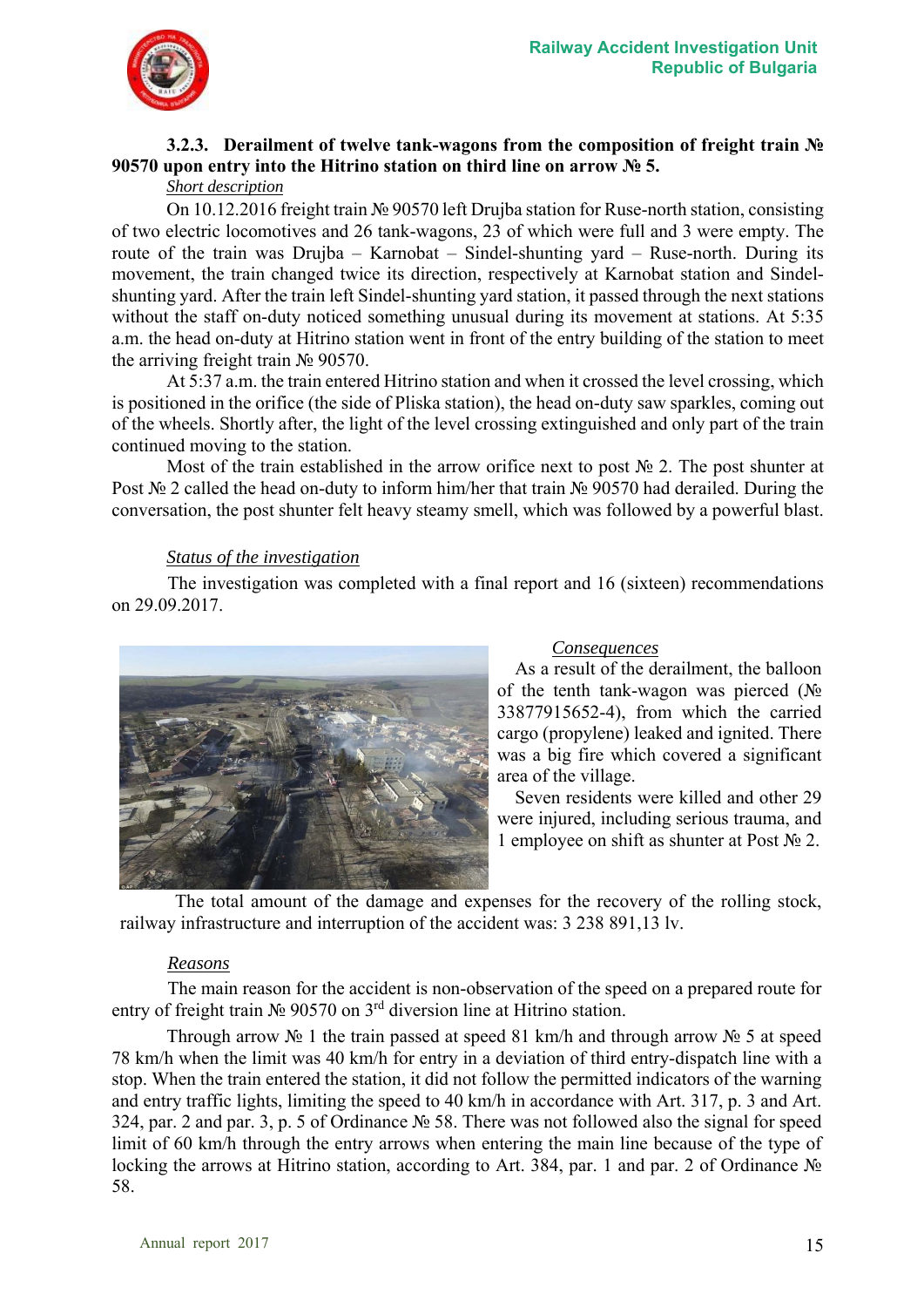### 3.2.3. Derailment of twelve tank-wagons from the composition of freight train № 90570 upon entry into the Hitrino station on third line on arrow № 5.

*Short description*

On 10.12.2016 freight train № 90570 left Drujba station for Ruse-north station, consisting of two electric locomotives and 26 tank-wagons, 23 of which were full and 3 were empty. The route of the train was Drujba – Karnobat – Sindel-shunting yard – Ruse-north. During its movement, the train changed twice its direction, respectively at Karnobat station and Sindel-shunting yard. After the train left Sindel-shunting yard station, it passed through the next stations without the staff on-duty noticed something unusual during its movement at stations. At 5:35 a.m. the head on-duty at Hitrino station went in front of the entry building of the station to meet the arriving freight train № 90570.

At 5:37 a.m. the train entered Hitrino station and when it crossed the level crossing, which is positioned in the orifice (the side of Pliska station), the head on-duty saw sparkles, coming out of the wheels. Shortly after, the light of the level crossing extinguished and only part of the train continued moving to the station.

Most of the train established in the arrow orifice next to post № 2. The post shunter at Post № 2 called the head on-duty to inform him/her that train № 90570 had derailed. During the conversation, the post shunter felt heavy steamy smell, which was followed by a powerful blast.

*Status of the investigation*

The investigation was completed with a final report and 16 (sixteen) recommendations on 29.09.2017.

*Consequences*

As a result of the derailment, the balloon of the tenth tank-wagon was pierced (№ 33877915652-4), from which the carried cargo (propylene) leaked and ignited. There was a big fire which covered a significant area of the village.

Seven residents were killed and other 29 were injured, including serious trauma, and 1 employee on shift as shunter at Post № 2.

The total amount of the damage and expenses for the recovery of the rolling stock, railway infrastructure and interruption of the accident was: 3 238 891,13 lv.

*Reasons*

The main reason for the accident is non-observation of the speed on a prepared route for entry of freight train № 90570 on 3rd diversion line at Hitrino station.

Through arrow № 1 the train passed at speed 81 km/h and through arrow № 5 at speed 78 km/h when the limit was 40 km/h for entry in a deviation of third entry-dispatch line with a stop. When the train entered the station, it did not follow the permitted indicators of the warning and entry traffic lights, limiting the speed to 40 km/h in accordance with Art. 317, p. 3 and Art. 324, par. 2 and par. 3, p. 5 of Ordinance № 58. There was not followed also the signal for speed limit of 60 km/h through the entry arrows when entering the main line because of the type of locking the arrows at Hitrino station, according to Art. 384, par. 1 and par. 2 of Ordinance № 58.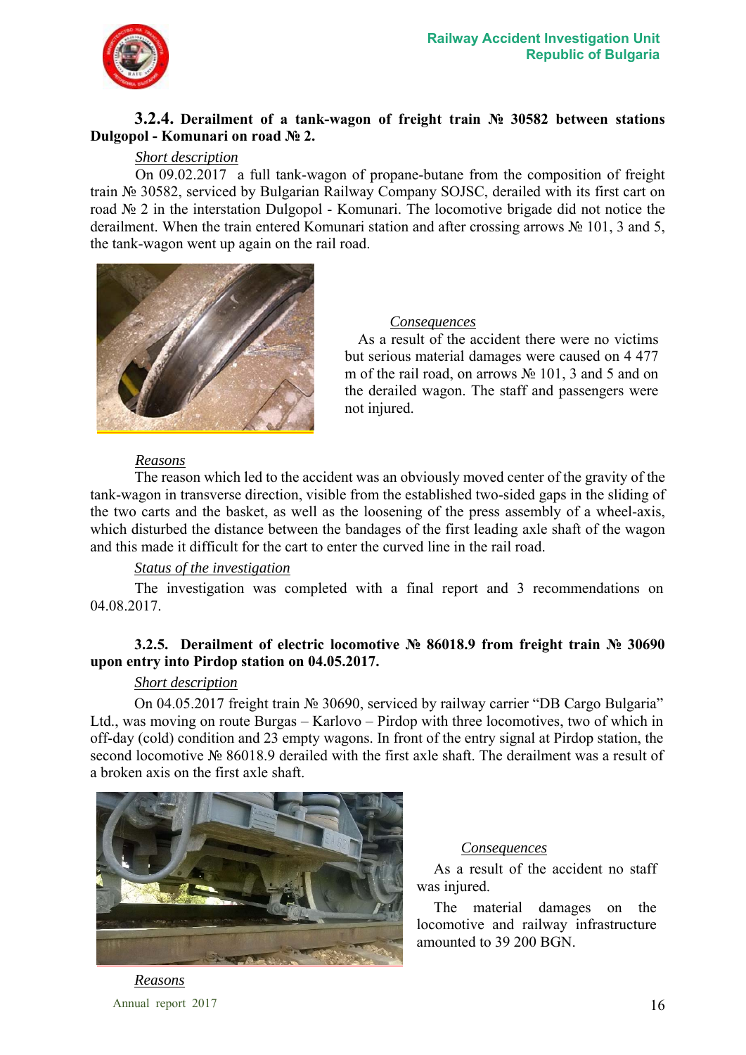### 3.2.4. Derailment of a tank-wagon of freight train № 30582 between stations Dulgopol - Komunari on road № 2.

*Short description*

On 09.02.2017 a full tank-wagon of propane-butane from the composition of freight train № 30582, serviced by Bulgarian Railway Company SOJSC, derailed with its first cart on road № 2 in the interstation Dulgopol - Komunari. The locomotive brigade did not notice the derailment. When the train entered Komunari station and after crossing arrows № 101, 3 and 5, the tank-wagon went up again on the rail road.

*Consequences*

As a result of the accident there were no victims but serious material damages were caused on 4 477 m of the rail road, on arrows № 101, 3 and 5 and on the derailed wagon. The staff and passengers were not injured.

*Reasons*

The reason which led to the accident was an obviously moved center of the gravity of the tank-wagon in transverse direction, visible from the established two-sided gaps in the sliding of the two carts and the basket, as well as the loosening of the press assembly of a wheel-axis, which disturbed the distance between the bandages of the first leading axle shaft of the wagon and this made it difficult for the cart to enter the curved line in the rail road.

*Status of the investigation*

The investigation was completed with a final report and 3 recommendations on 04.08.2017.

### 3.2.5. Derailment of electric locomotive № 86018.9 from freight train № 30690 upon entry into Pirdop station on 04.05.2017.

*Short description*

On 04.05.2017 freight train № 30690, serviced by railway carrier "DB Cargo Bulgaria" Ltd., was moving on route Burgas – Karlovo – Pirdop with three locomotives, two of which in off-day (cold) condition and 23 empty wagons. In front of the entry signal at Pirdop station, the second locomotive № 86018.9 derailed with the first axle shaft. The derailment was a result of a broken axis on the first axle shaft.

*Consequences*

As a result of the accident no staff was injured.

The material damages on the locomotive and railway infrastructure amounted to 39 200 BGN.

*Reasons*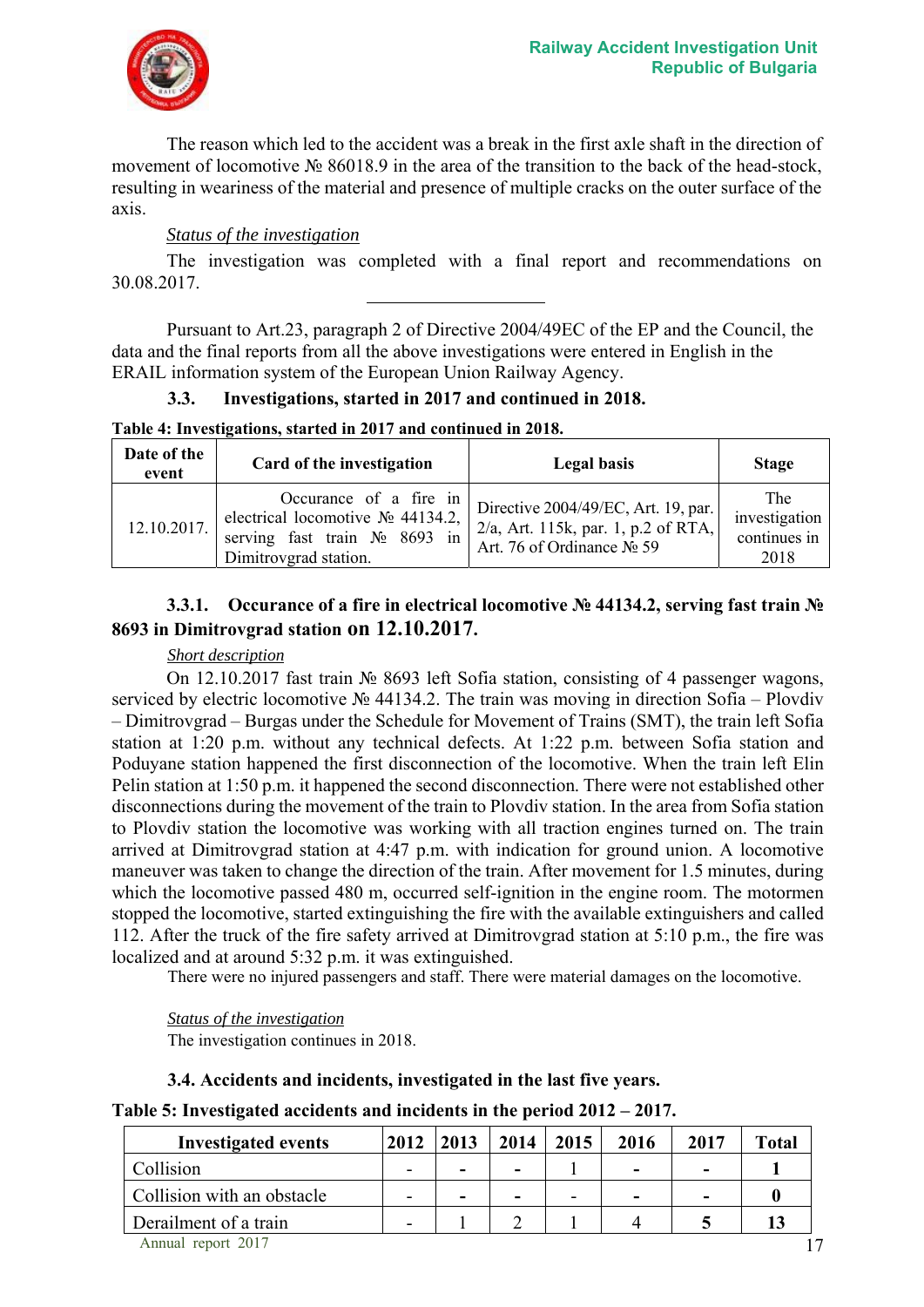The reason which led to the accident was a break in the first axle shaft in the direction of movement of locomotive № 86018.9 in the area of the transition to the back of the head-stock, resulting in weariness of the material and presence of multiple cracks on the outer surface of the axis.

*Status of the investigation*

The investigation was completed with a final report and recommendations on 30.08.2017.

---

Pursuant to Art.23, paragraph 2 of Directive 2004/49EC of the EP and the Council, the data and the final reports from all the above investigations were entered in English in the ERAIL information system of the European Union Railway Agency.

### 3.3. Investigations, started in 2017 and continued in 2018.

**Table 4: Investigations, started in 2017 and continued in 2018.**

| Date of the event | Card of the investigation | Legal basis | Stage |
|---|---|---|---|
| 12.10.2017. | Occurance of a fire in electrical locomotive № 44134.2, serving fast train № 8693 in Dimitrovgrad station. | Directive 2004/49/EC, Art. 19, par. 2/a, Art. 115k, par. 1, p.2 of RTA, Art. 76 of Ordinance № 59 | The investigation continues in 2018 |

#### 3.3.1. Occurance of a fire in electrical locomotive № 44134.2, serving fast train № 8693 in Dimitrovgrad station on 12.10.2017.

*Short description*

On 12.10.2017 fast train № 8693 left Sofia station, consisting of 4 passenger wagons, serviced by electric locomotive № 44134.2. The train was moving in direction Sofia – Plovdiv – Dimitrovgrad – Burgas under the Schedule for Movement of Trains (SMT), the train left Sofia station at 1:20 p.m. without any technical defects. At 1:22 p.m. between Sofia station and Poduyane station happened the first disconnection of the locomotive. When the train left Elin Pelin station at 1:50 p.m. it happened the second disconnection. There were not established other disconnections during the movement of the train to Plovdiv station. In the area from Sofia station to Plovdiv station the locomotive was working with all traction engines turned on. The train arrived at Dimitrovgrad station at 4:47 p.m. with indication for ground union. A locomotive maneuver was taken to change the direction of the train. After movement for 1.5 minutes, during which the locomotive passed 480 m, occurred self-ignition in the engine room. The motormen stopped the locomotive, started extinguishing the fire with the available extinguishers and called 112. After the truck of the fire safety arrived at Dimitrovgrad station at 5:10 p.m., the fire was localized and at around 5:32 p.m. it was extinguished.

There were no injured passengers and staff. There were material damages on the locomotive.

*Status of the investigation*

The investigation continues in 2018.

### 3.4. Accidents and incidents, investigated in the last five years.

**Table 5: Investigated accidents and incidents in the period 2012 – 2017.**

| Investigated events | 2012 | 2013 | 2014 | 2015 | 2016 | 2017 | Total |
|---|---|---|---|---|---|---|---|
| Collision | - | - | - | 1 | - | - | **1** |
| Collision with an obstacle | - | - | - | - | - | - | **0** |
| Derailment of a train | - | 1 | 2 | 1 | 4 | **5** | **13** |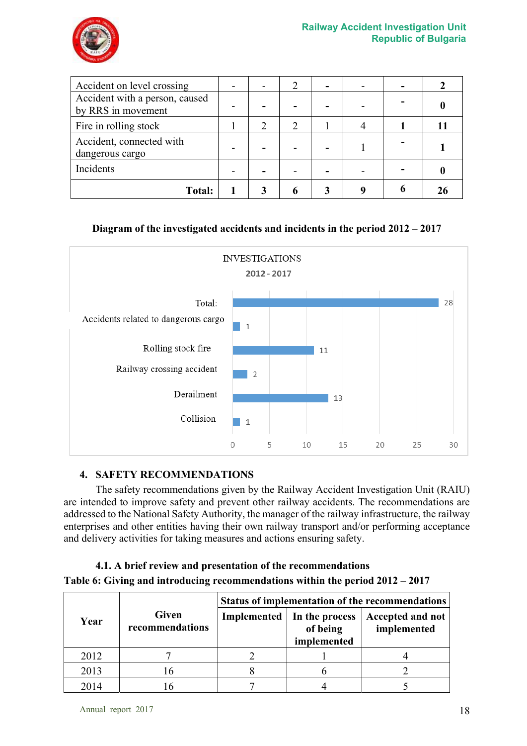| Accident on level crossing | - | - | 2 | - | - | - | **2** |
|---|---|---|---|---|---|---|---|
| Accident with a person, caused by RRS in movement | - | - | - | - | - | - | **0** |
| Fire in rolling stock | 1 | 2 | 2 | 1 | 4 | 1 | **11** |
| Accident, connected with dangerous cargo | - | - | - | - | 1 | - | **1** |
| Incidents | - | - | - | - | - | - | **0** |
| **Total:** | **1** | **3** | **6** | **3** | **9** | **6** | **26** |

**Diagram of the investigated accidents and incidents in the period 2012 – 2017**

INVESTIGATIONS
2012 - 2017

| Category | Number |
|---|---|
| Total: | 28 |
| Accidents related to dangerous cargo | 1 |
| Rolling stock fire | 11 |
| Railway crossing accident | 2 |
| Derailment | 13 |
| Collision | 1 |

## 4. SAFETY RECOMMENDATIONS

The safety recommendations given by the Railway Accident Investigation Unit (RAIU) are intended to improve safety and prevent other railway accidents. The recommendations are addressed to the National Safety Authority, the manager of the railway infrastructure, the railway enterprises and other entities having their own railway transport and/or performing acceptance and delivery activities for taking measures and actions ensuring safety.

### 4.1. A brief review and presentation of the recommendations

**Table 6: Giving and introducing recommendations within the period 2012 – 2017**

| Year | Given recommendations | Status of implementation of the recommendations | | |
|---|---|---|---|---|
| | | Implemented | In the process of being implemented | Accepted and not implemented |
| 2012 | 7 | 2 | 1 | 4 |
| 2013 | 16 | 8 | 6 | 2 |
| 2014 | 16 | 7 | 4 | 5 |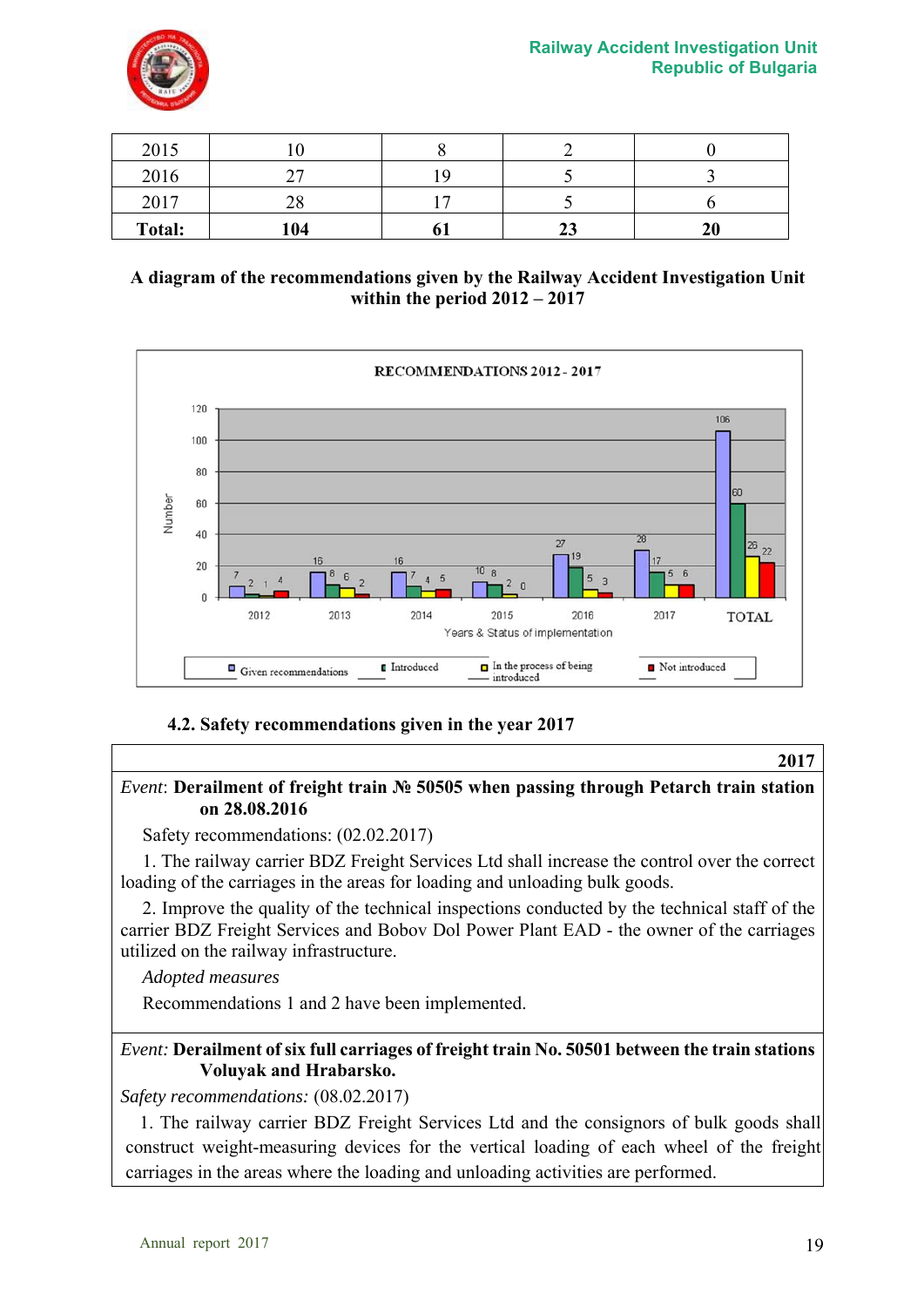| 2015 | 10 | 8 | 2 | 0 |
|---|---|---|---|---|
| 2016 | 27 | 19 | 5 | 3 |
| 2017 | 28 | 17 | 5 | 6 |
| **Total:** | **104** | **61** | **23** | **20** |

**A diagram of the recommendations given by the Railway Accident Investigation Unit within the period 2012 – 2017**

RECOMMENDATIONS 2012 - 2017

| Years & Status of implementation | Given recommendations | Introduced | In the process of being introduced | Not introduced |
|---|---|---|---|---|
| 2012 | 7 | 2 | 1 | 4 |
| 2013 | 16 | 8 | 6 | 2 |
| 2014 | 16 | 7 | 4 | 5 |
| 2015 | 10 | 8 | 2 | 0 |
| 2016 | 27 | 19 | 5 | 3 |
| 2017 | 28 | 17 | 5 | 6 |
| TOTAL | 106 | 60 | 26 | 22 |

### 4.2. Safety recommendations given in the year 2017

**2017**

*Event*: **Derailment of freight train № 50505 when passing through Petarch train station on 28.08.2016**

Safety recommendations: (02.02.2017)

1. The railway carrier BDZ Freight Services Ltd shall increase the control over the correct loading of the carriages in the areas for loading and unloading bulk goods.

2. Improve the quality of the technical inspections conducted by the technical staff of the carrier BDZ Freight Services and Bobov Dol Power Plant EAD - the owner of the carriages utilized on the railway infrastructure.

*Adopted measures*

Recommendations 1 and 2 have been implemented.

*Event:* **Derailment of six full carriages of freight train No. 50501 between the train stations Voluyak and Hrabarsko.**

*Safety recommendations:* (08.02.2017)

1. The railway carrier BDZ Freight Services Ltd and the consignors of bulk goods shall construct weight-measuring devices for the vertical loading of each wheel of the freight carriages in the areas where the loading and unloading activities are performed.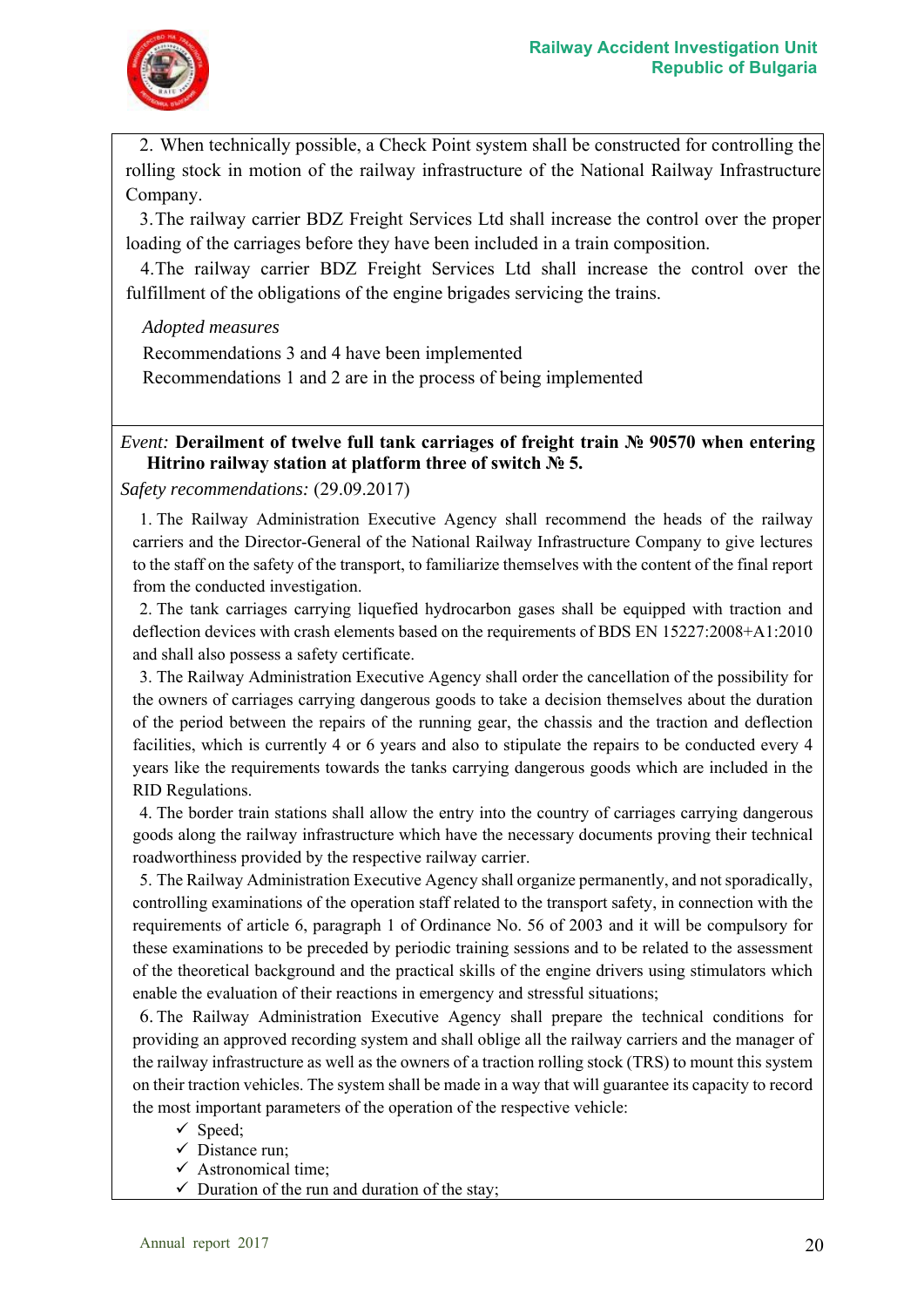2. When technically possible, a Check Point system shall be constructed for controlling the rolling stock in motion of the railway infrastructure of the National Railway Infrastructure Company.

3. The railway carrier BDZ Freight Services Ltd shall increase the control over the proper loading of the carriages before they have been included in a train composition.

4. The railway carrier BDZ Freight Services Ltd shall increase the control over the fulfillment of the obligations of the engine brigades servicing the trains.

*Adopted measures*

Recommendations 3 and 4 have been implemented

Recommendations 1 and 2 are in the process of being implemented

*Event:* **Derailment of twelve full tank carriages of freight train № 90570 when entering Hitrino railway station at platform three of switch № 5.**

*Safety recommendations:* (29.09.2017)

1. The Railway Administration Executive Agency shall recommend the heads of the railway carriers and the Director-General of the National Railway Infrastructure Company to give lectures to the staff on the safety of the transport, to familiarize themselves with the content of the final report from the conducted investigation.

2. The tank carriages carrying liquefied hydrocarbon gases shall be equipped with traction and deflection devices with crash elements based on the requirements of BDS EN 15227:2008+A1:2010 and shall also possess a safety certificate.

3. The Railway Administration Executive Agency shall order the cancellation of the possibility for the owners of carriages carrying dangerous goods to take a decision themselves about the duration of the period between the repairs of the running gear, the chassis and the traction and deflection facilities, which is currently 4 or 6 years and also to stipulate the repairs to be conducted every 4 years like the requirements towards the tanks carrying dangerous goods which are included in the RID Regulations.

4. The border train stations shall allow the entry into the country of carriages carrying dangerous goods along the railway infrastructure which have the necessary documents proving their technical roadworthiness provided by the respective railway carrier.

5. The Railway Administration Executive Agency shall organize permanently, and not sporadically, controlling examinations of the operation staff related to the transport safety, in connection with the requirements of article 6, paragraph 1 of Ordinance No. 56 of 2003 and it will be compulsory for these examinations to be preceded by periodic training sessions and to be related to the assessment of the theoretical background and the practical skills of the engine drivers using stimulators which enable the evaluation of their reactions in emergency and stressful situations;

6. The Railway Administration Executive Agency shall prepare the technical conditions for providing an approved recording system and shall oblige all the railway carriers and the manager of the railway infrastructure as well as the owners of a traction rolling stock (TRS) to mount this system on their traction vehicles. The system shall be made in a way that will guarantee its capacity to record the most important parameters of the operation of the respective vehicle:

- ✓ Speed;
- ✓ Distance run;
- ✓ Astronomical time;
- ✓ Duration of the run and duration of the stay;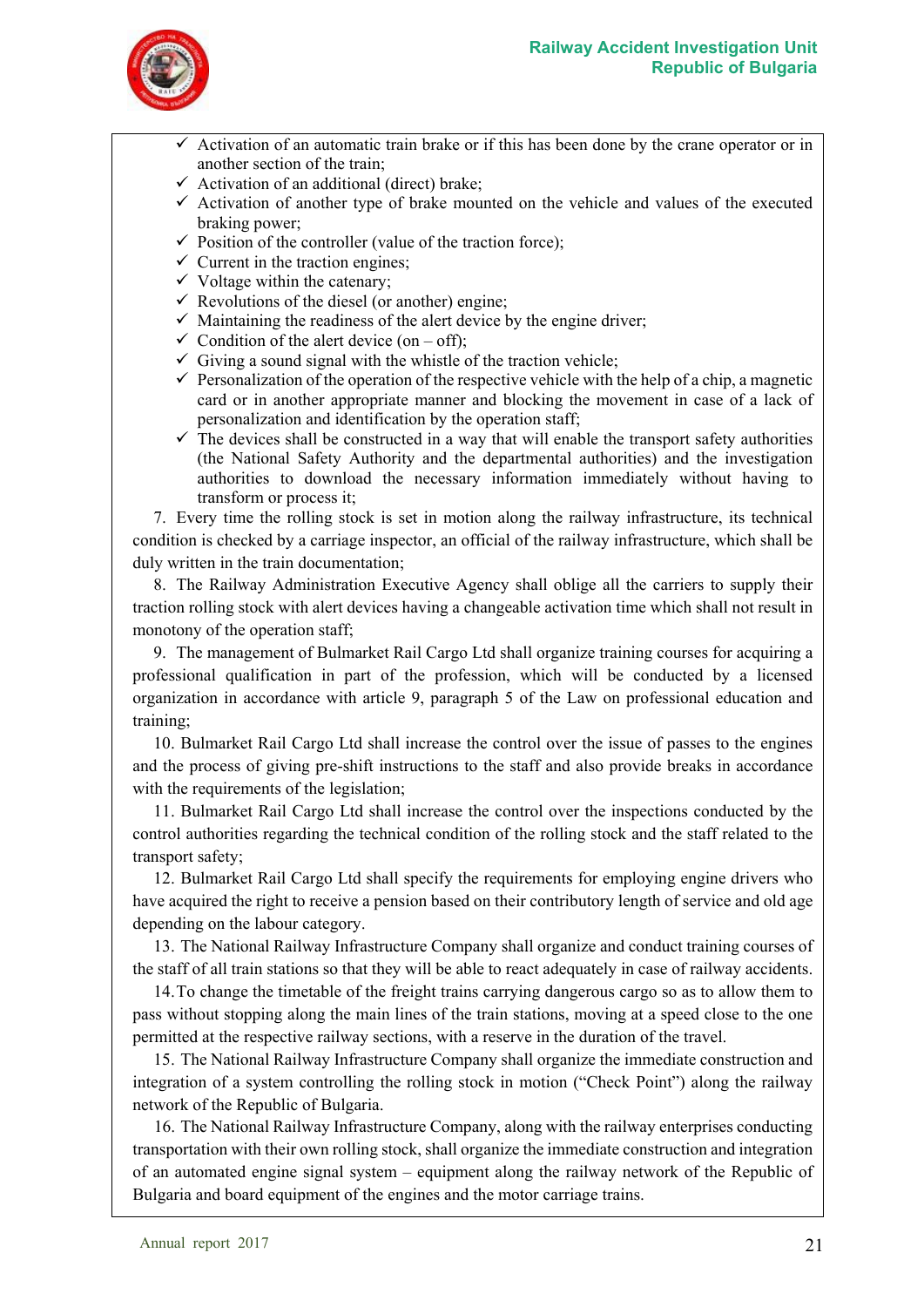- ✓ Activation of an automatic train brake or if this has been done by the crane operator or in another section of the train;
- ✓ Activation of an additional (direct) brake;
- ✓ Activation of another type of brake mounted on the vehicle and values of the executed braking power;
- ✓ Position of the controller (value of the traction force);
- ✓ Current in the traction engines;
- ✓ Voltage within the catenary;
- ✓ Revolutions of the diesel (or another) engine;
- ✓ Maintaining the readiness of the alert device by the engine driver;
- ✓ Condition of the alert device (on – off);
- ✓ Giving a sound signal with the whistle of the traction vehicle;
- ✓ Personalization of the operation of the respective vehicle with the help of a chip, a magnetic card or in another appropriate manner and blocking the movement in case of a lack of personalization and identification by the operation staff;
- ✓ The devices shall be constructed in a way that will enable the transport safety authorities (the National Safety Authority and the departmental authorities) and the investigation authorities to download the necessary information immediately without having to transform or process it;

7. Every time the rolling stock is set in motion along the railway infrastructure, its technical condition is checked by a carriage inspector, an official of the railway infrastructure, which shall be duly written in the train documentation;

8. The Railway Administration Executive Agency shall oblige all the carriers to supply their traction rolling stock with alert devices having a changeable activation time which shall not result in monotony of the operation staff;

9. The management of Bulmarket Rail Cargo Ltd shall organize training courses for acquiring a professional qualification in part of the profession, which will be conducted by a licensed organization in accordance with article 9, paragraph 5 of the Law on professional education and training;

10. Bulmarket Rail Cargo Ltd shall increase the control over the issue of passes to the engines and the process of giving pre-shift instructions to the staff and also provide breaks in accordance with the requirements of the legislation;

11. Bulmarket Rail Cargo Ltd shall increase the control over the inspections conducted by the control authorities regarding the technical condition of the rolling stock and the staff related to the transport safety;

12. Bulmarket Rail Cargo Ltd shall specify the requirements for employing engine drivers who have acquired the right to receive a pension based on their contributory length of service and old age depending on the labour category.

13. The National Railway Infrastructure Company shall organize and conduct training courses of the staff of all train stations so that they will be able to react adequately in case of railway accidents.

14. To change the timetable of the freight trains carrying dangerous cargo so as to allow them to pass without stopping along the main lines of the train stations, moving at a speed close to the one permitted at the respective railway sections, with a reserve in the duration of the travel.

15. The National Railway Infrastructure Company shall organize the immediate construction and integration of a system controlling the rolling stock in motion ("Check Point") along the railway network of the Republic of Bulgaria.

16. The National Railway Infrastructure Company, along with the railway enterprises conducting transportation with their own rolling stock, shall organize the immediate construction and integration of an automated engine signal system – equipment along the railway network of the Republic of Bulgaria and board equipment of the engines and the motor carriage trains.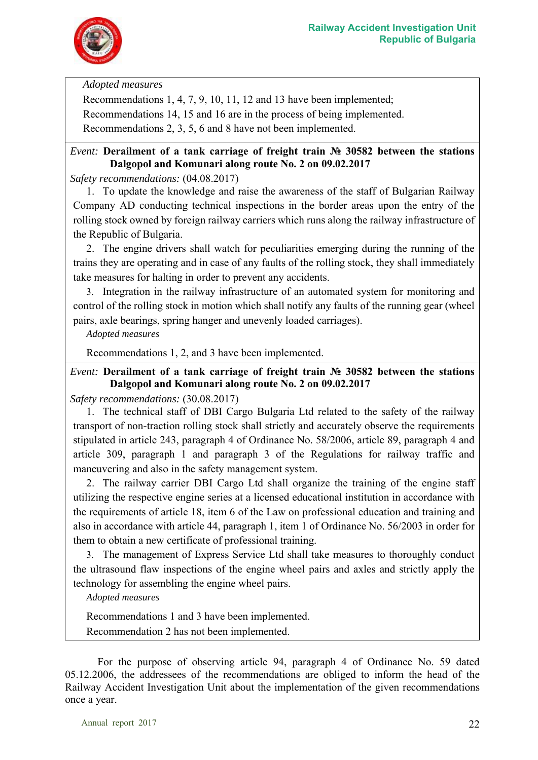*Adopted measures*

Recommendations 1, 4, 7, 9, 10, 11, 12 and 13 have been implemented;

Recommendations 14, 15 and 16 are in the process of being implemented.

Recommendations 2, 3, 5, 6 and 8 have not been implemented.

*Event:* **Derailment of a tank carriage of freight train № 30582 between the stations Dalgopol and Komunari along route No. 2 on 09.02.2017**

*Safety recommendations:* (04.08.2017)

1. To update the knowledge and raise the awareness of the staff of Bulgarian Railway Company AD conducting technical inspections in the border areas upon the entry of the rolling stock owned by foreign railway carriers which runs along the railway infrastructure of the Republic of Bulgaria.
2. The engine drivers shall watch for peculiarities emerging during the running of the trains they are operating and in case of any faults of the rolling stock, they shall immediately take measures for halting in order to prevent any accidents.
3. Integration in the railway infrastructure of an automated system for monitoring and control of the rolling stock in motion which shall notify any faults of the running gear (wheel pairs, axle bearings, spring hanger and unevenly loaded carriages).

*Adopted measures*

Recommendations 1, 2, and 3 have been implemented.

*Event:* **Derailment of a tank carriage of freight train № 30582 between the stations Dalgopol and Komunari along route No. 2 on 09.02.2017**

*Safety recommendations:* (30.08.2017)

1. The technical staff of DBI Cargo Bulgaria Ltd related to the safety of the railway transport of non-traction rolling stock shall strictly and accurately observe the requirements stipulated in article 243, paragraph 4 of Ordinance No. 58/2006, article 89, paragraph 4 and article 309, paragraph 1 and paragraph 3 of the Regulations for railway traffic and maneuvering and also in the safety management system.
2. The railway carrier DBI Cargo Ltd shall organize the training of the engine staff utilizing the respective engine series at a licensed educational institution in accordance with the requirements of article 18, item 6 of the Law on professional education and training and also in accordance with article 44, paragraph 1, item 1 of Ordinance No. 56/2003 in order for them to obtain a new certificate of professional training.
3. The management of Express Service Ltd shall take measures to thoroughly conduct the ultrasound flaw inspections of the engine wheel pairs and axles and strictly apply the technology for assembling the engine wheel pairs.

*Adopted measures*

Recommendations 1 and 3 have been implemented.

Recommendation 2 has not been implemented.

For the purpose of observing article 94, paragraph 4 of Ordinance No. 59 dated 05.12.2006, the addressees of the recommendations are obliged to inform the head of the Railway Accident Investigation Unit about the implementation of the given recommendations once a year.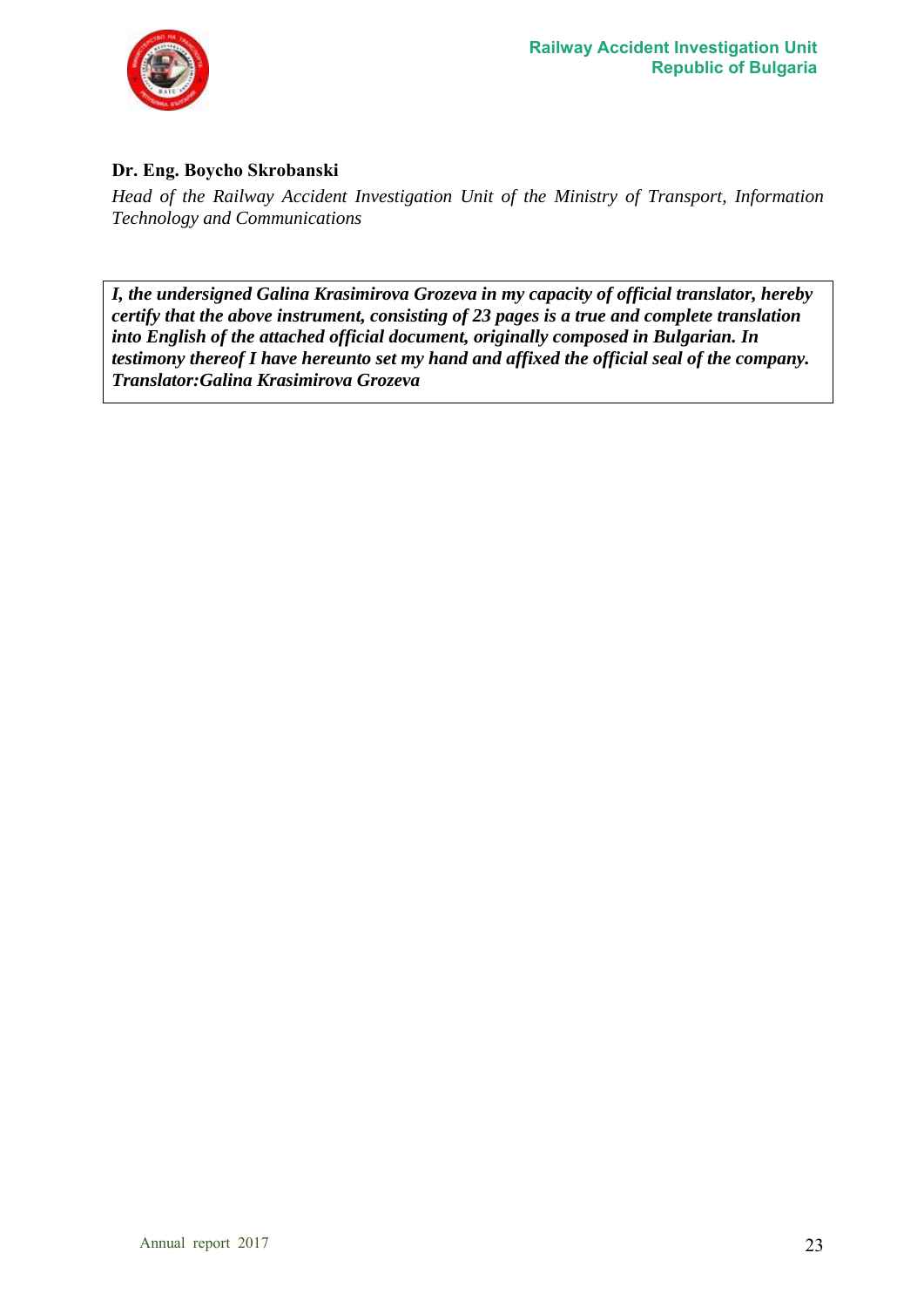**Dr. Eng. Boycho Skrobanski**

*Head of the Railway Accident Investigation Unit of the Ministry of Transport, Information Technology and Communications*

***I, the undersigned Galina Krasimirova Grozeva in my capacity of official translator, hereby certify that the above instrument, consisting of 23 pages is a true and complete translation into English of the attached official document, originally composed in Bulgarian. In testimony thereof I have hereunto set my hand and affixed the official seal of the company. Translator:Galina Krasimirova Grozeva***